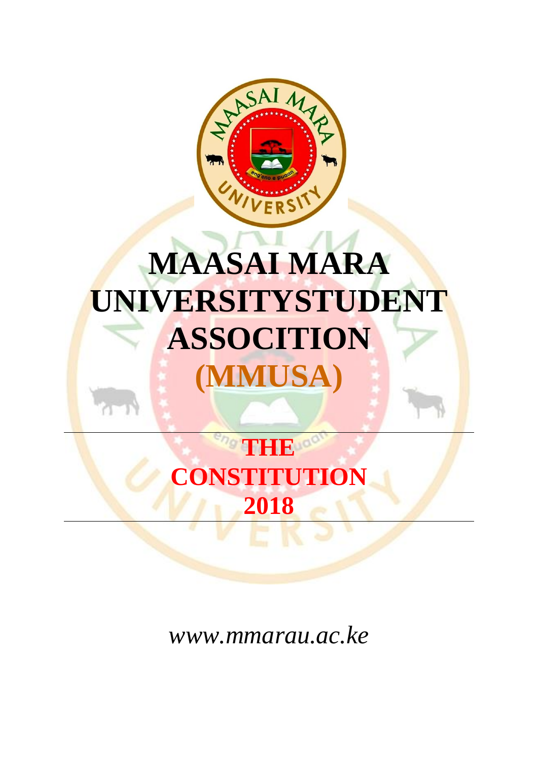# MAASAI MARA UNIVERSITYSTUDENT ASSOCITION

# (MMUSA)

---

## THE CONSTITUTION 2018

---

*www.mmarau.ac.ke*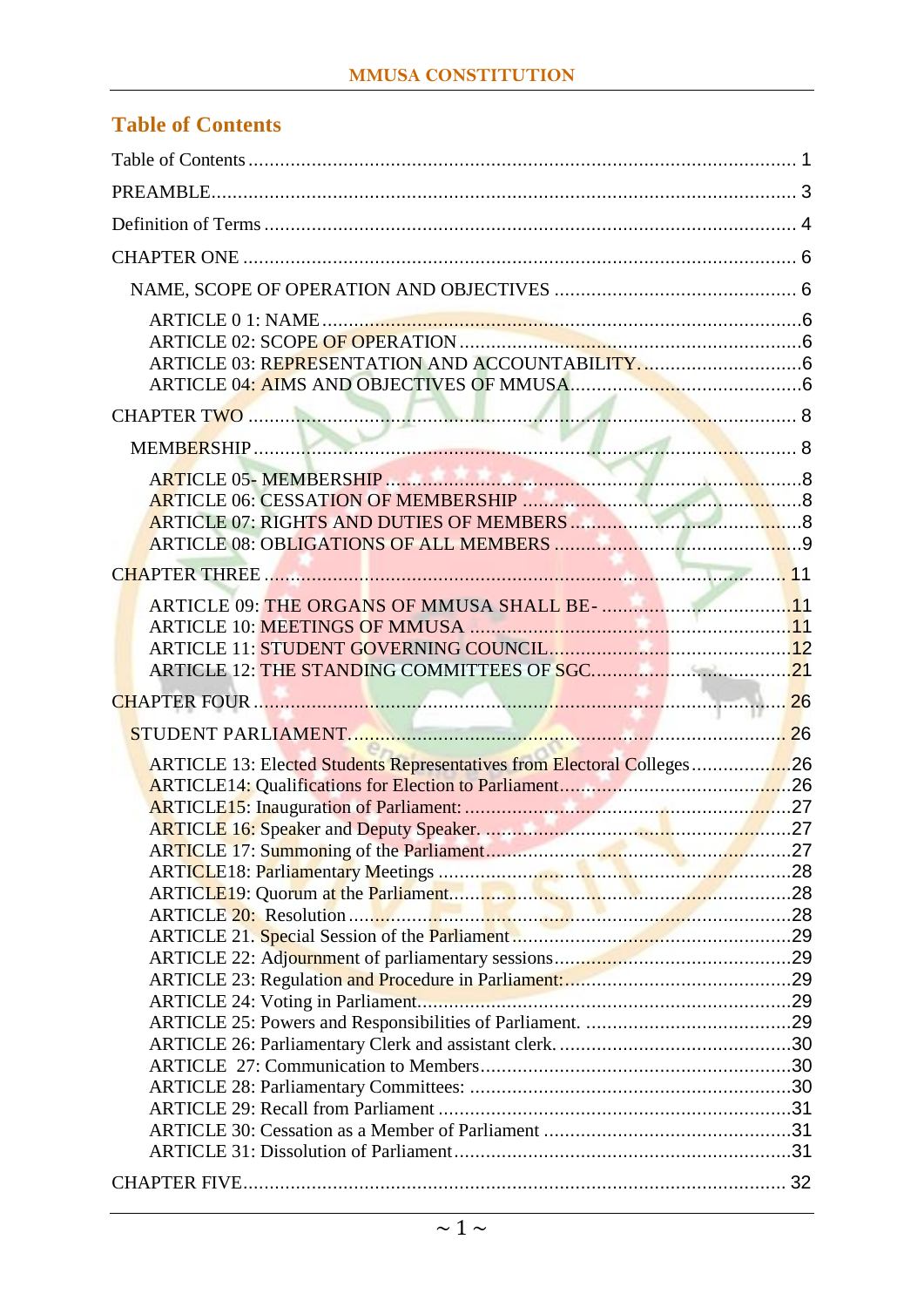## Table of Contents

Table of Contents .......... 1

PREAMBLE .......... 3

Definition of Terms .......... 4

CHAPTER ONE .......... 6

NAME, SCOPE OF OPERATION AND OBJECTIVES .......... 6

ARTICLE 0 1: NAME .......... 6
ARTICLE 02: SCOPE OF OPERATION .......... 6
ARTICLE 03: REPRESENTATION AND ACCOUNTABILITY .......... 6
ARTICLE 04: AIMS AND OBJECTIVES OF MMUSA .......... 6

CHAPTER TWO .......... 8

MEMBERSHIP .......... 8

ARTICLE 05- MEMBERSHIP .......... 8
ARTICLE 06: CESSATION OF MEMBERSHIP .......... 8
ARTICLE 07: RIGHTS AND DUTIES OF MEMBERS .......... 8
ARTICLE 08: OBLIGATIONS OF ALL MEMBERS .......... 9

CHAPTER THREE .......... 11

ARTICLE 09: THE ORGANS OF MMUSA SHALL BE- .......... 11
ARTICLE 10: MEETINGS OF MMUSA .......... 11
ARTICLE 11: STUDENT GOVERNING COUNCIL .......... 12
ARTICLE 12: THE STANDING COMMITTEES OF SGC .......... 21

CHAPTER FOUR .......... 26

STUDENT PARLIAMENT .......... 26

ARTICLE 13: Elected Students Representatives from Electoral Colleges .......... 26
ARTICLE14: Qualifications for Election to Parliament .......... 26
ARTICLE15: Inauguration of Parliament: .......... 27
ARTICLE 16: Speaker and Deputy Speaker. .......... 27
ARTICLE 17: Summoning of the Parliament .......... 27
ARTICLE18: Parliamentary Meetings .......... 28
ARTICLE19: Quorum at the Parliament .......... 28
ARTICLE 20: Resolution .......... 28
ARTICLE 21. Special Session of the Parliament .......... 29
ARTICLE 22: Adjournment of parliamentary sessions .......... 29
ARTICLE 23: Regulation and Procedure in Parliament: .......... 29
ARTICLE 24: Voting in Parliament .......... 29
ARTICLE 25: Powers and Responsibilities of Parliament. .......... 29
ARTICLE 26: Parliamentary Clerk and assistant clerk. .......... 30
ARTICLE 27: Communication to Members .......... 30
ARTICLE 28: Parliamentary Committees: .......... 30
ARTICLE 29: Recall from Parliament .......... 31
ARTICLE 30: Cessation as a Member of Parliament .......... 31
ARTICLE 31: Dissolution of Parliament .......... 31

CHAPTER FIVE .......... 32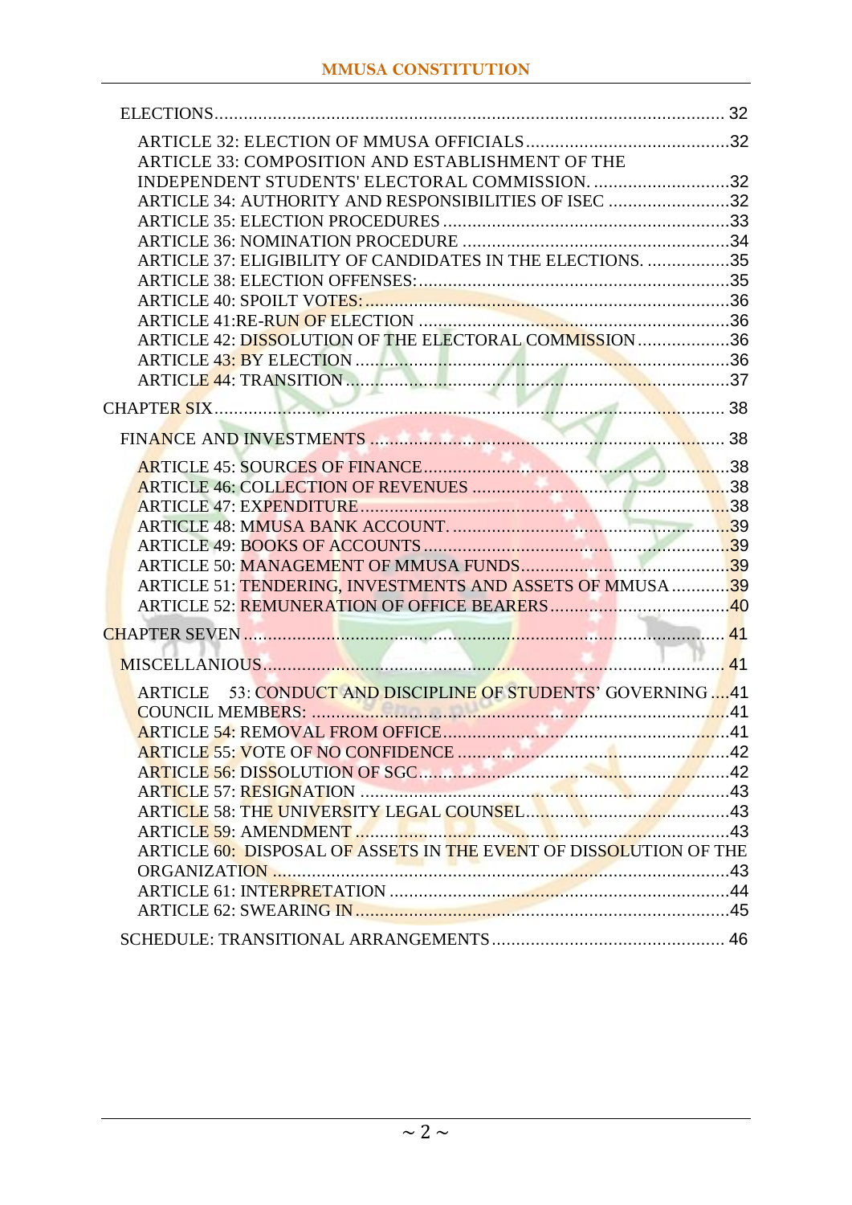ELECTIONS .......... 32

ARTICLE 32: ELECTION OF MMUSA OFFICIALS .......... 32
ARTICLE 33: COMPOSITION AND ESTABLISHMENT OF THE INDEPENDENT STUDENTS' ELECTORAL COMMISSION. .......... 32
ARTICLE 34: AUTHORITY AND RESPONSIBILITIES OF ISEC .......... 32
ARTICLE 35: ELECTION PROCEDURES .......... 33
ARTICLE 36: NOMINATION PROCEDURE .......... 34
ARTICLE 37: ELIGIBILITY OF CANDIDATES IN THE ELECTIONS. .......... 35
ARTICLE 38: ELECTION OFFENSES: .......... 35
ARTICLE 40: SPOILT VOTES: .......... 36
ARTICLE 41:RE-RUN OF ELECTION .......... 36
ARTICLE 42: DISSOLUTION OF THE ELECTORAL COMMISSION .......... 36
ARTICLE 43: BY ELECTION .......... 36
ARTICLE 44: TRANSITION .......... 37

CHAPTER SIX .......... 38

FINANCE AND INVESTMENTS .......... 38

ARTICLE 45: SOURCES OF FINANCE .......... 38
ARTICLE 46: COLLECTION OF REVENUES .......... 38
ARTICLE 47: EXPENDITURE .......... 38
ARTICLE 48: MMUSA BANK ACCOUNT. .......... 39
ARTICLE 49: BOOKS OF ACCOUNTS .......... 39
ARTICLE 50: MANAGEMENT OF MMUSA FUNDS .......... 39
ARTICLE 51: TENDERING, INVESTMENTS AND ASSETS OF MMUSA .......... 39
ARTICLE 52: REMUNERATION OF OFFICE BEARERS .......... 40

CHAPTER SEVEN .......... 41

MISCELLANIOUS .......... 41

ARTICLE 53: CONDUCT AND DISCIPLINE OF STUDENTS' GOVERNING COUNCIL MEMBERS: .......... 41
ARTICLE 54: REMOVAL FROM OFFICE .......... 41
ARTICLE 55: VOTE OF NO CONFIDENCE .......... 42
ARTICLE 56: DISSOLUTION OF SGC .......... 42
ARTICLE 57: RESIGNATION .......... 43
ARTICLE 58: THE UNIVERSITY LEGAL COUNSEL .......... 43
ARTICLE 59: AMENDMENT .......... 43
ARTICLE 60: DISPOSAL OF ASSETS IN THE EVENT OF DISSOLUTION OF THE ORGANIZATION .......... 43
ARTICLE 61: INTERPRETATION .......... 44
ARTICLE 62: SWEARING IN .......... 45

SCHEDULE: TRANSITIONAL ARRANGEMENTS .......... 46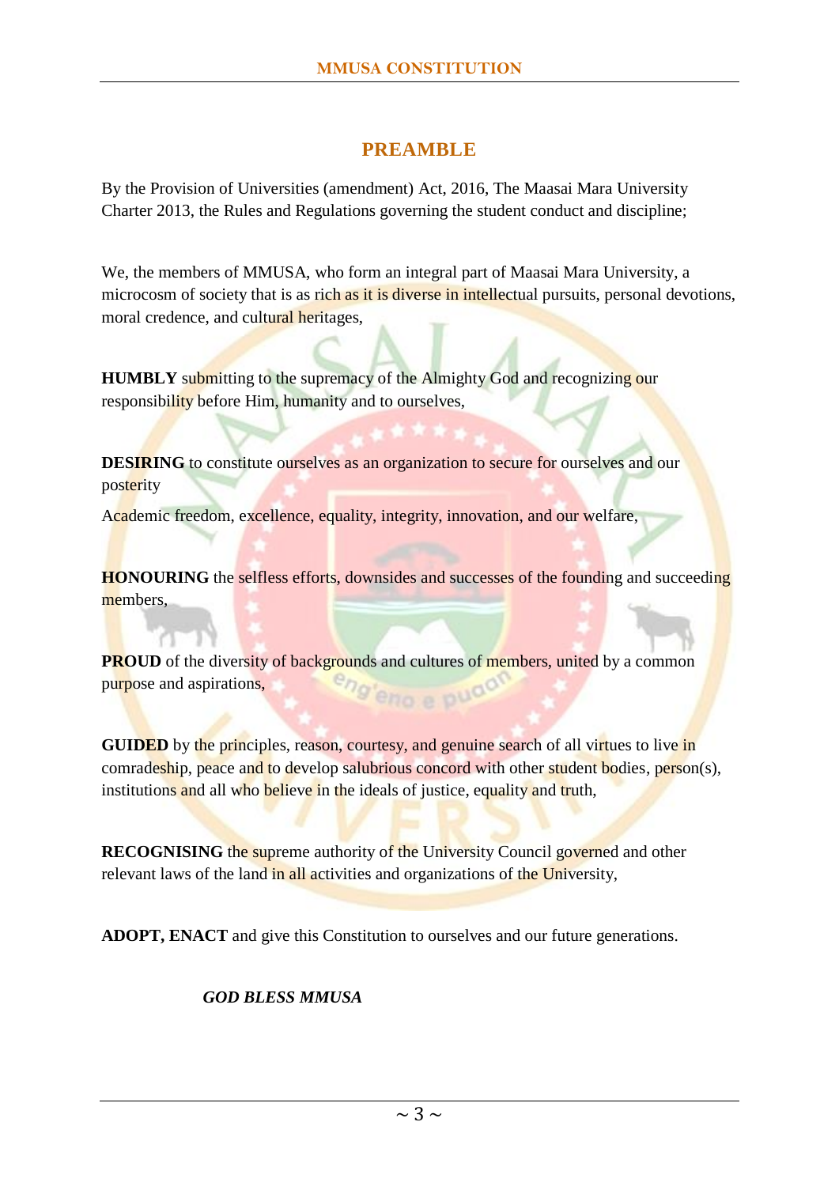# PREAMBLE

By the Provision of Universities (amendment) Act, 2016, The Maasai Mara University Charter 2013, the Rules and Regulations governing the student conduct and discipline;

We, the members of MMUSA, who form an integral part of Maasai Mara University, a microcosm of society that is as rich as it is diverse in intellectual pursuits, personal devotions, moral credence, and cultural heritages,

**HUMBLY** submitting to the supremacy of the Almighty God and recognizing our responsibility before Him, humanity and to ourselves,

**DESIRING** to constitute ourselves as an organization to secure for ourselves and our posterity

Academic freedom, excellence, equality, integrity, innovation, and our welfare,

**HONOURING** the selfless efforts, downsides and successes of the founding and succeeding members,

**PROUD** of the diversity of backgrounds and cultures of members, united by a common purpose and aspirations,

**GUIDED** by the principles, reason, courtesy, and genuine search of all virtues to live in comradeship, peace and to develop salubrious concord with other student bodies, person(s), institutions and all who believe in the ideals of justice, equality and truth,

**RECOGNISING** the supreme authority of the University Council governed and other relevant laws of the land in all activities and organizations of the University,

**ADOPT, ENACT** and give this Constitution to ourselves and our future generations.

***GOD BLESS MMUSA***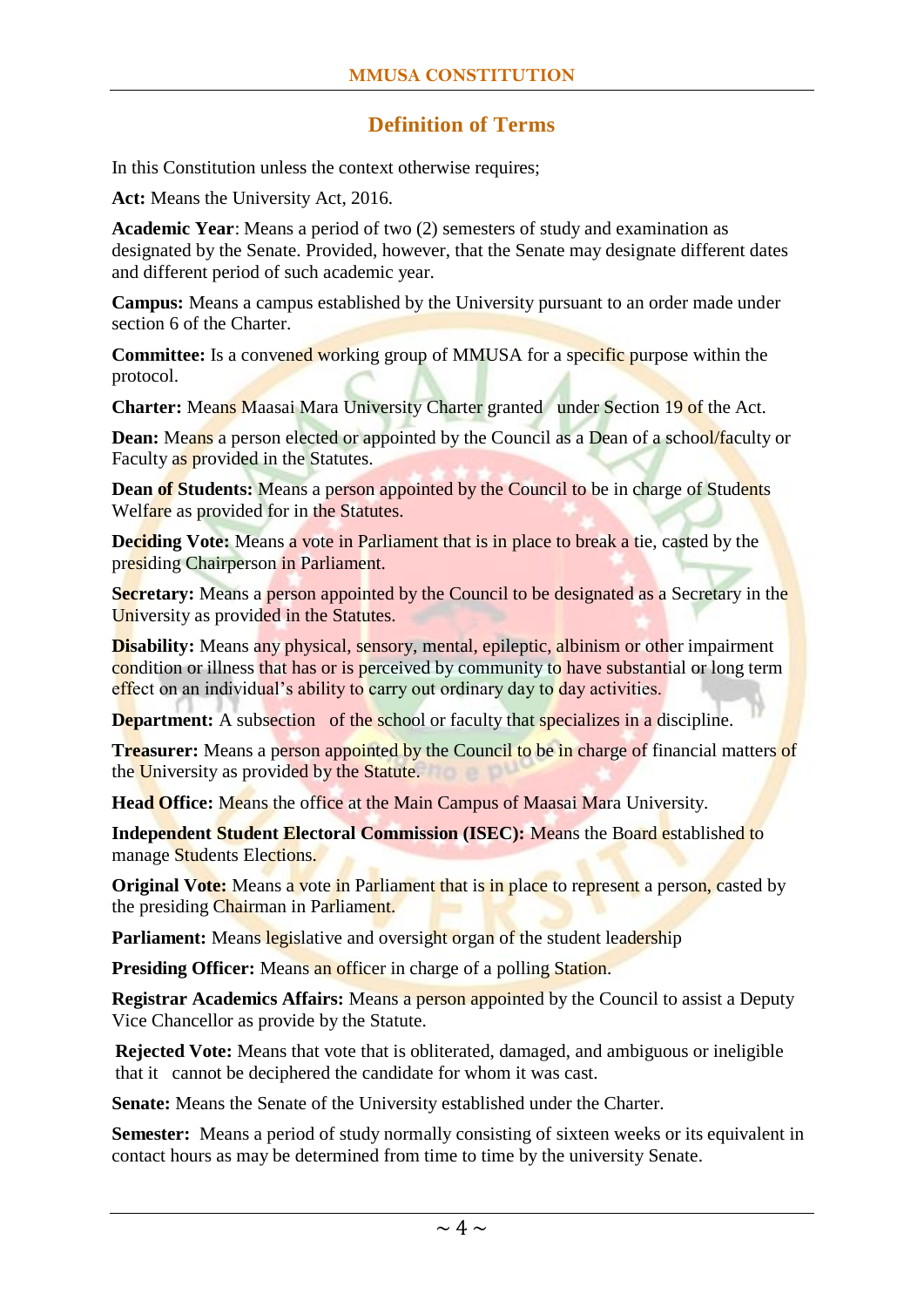## Definition of Terms

In this Constitution unless the context otherwise requires;

**Act:** Means the University Act, 2016.

**Academic Year**: Means a period of two (2) semesters of study and examination as designated by the Senate. Provided, however, that the Senate may designate different dates and different period of such academic year.

**Campus:** Means a campus established by the University pursuant to an order made under section 6 of the Charter.

**Committee:** Is a convened working group of MMUSA for a specific purpose within the protocol.

**Charter:** Means Maasai Mara University Charter granted under Section 19 of the Act.

**Dean:** Means a person elected or appointed by the Council as a Dean of a school/faculty or Faculty as provided in the Statutes.

**Dean of Students:** Means a person appointed by the Council to be in charge of Students Welfare as provided for in the Statutes.

**Deciding Vote:** Means a vote in Parliament that is in place to break a tie, casted by the presiding Chairperson in Parliament.

**Secretary:** Means a person appointed by the Council to be designated as a Secretary in the University as provided in the Statutes.

**Disability:** Means any physical, sensory, mental, epileptic, albinism or other impairment condition or illness that has or is perceived by community to have substantial or long term effect on an individual's ability to carry out ordinary day to day activities.

**Department:** A subsection of the school or faculty that specializes in a discipline.

**Treasurer:** Means a person appointed by the Council to be in charge of financial matters of the University as provided by the Statute.

**Head Office:** Means the office at the Main Campus of Maasai Mara University.

**Independent Student Electoral Commission (ISEC):** Means the Board established to manage Students Elections.

**Original Vote:** Means a vote in Parliament that is in place to represent a person, casted by the presiding Chairman in Parliament.

**Parliament:** Means legislative and oversight organ of the student leadership

**Presiding Officer:** Means an officer in charge of a polling Station.

**Registrar Academics Affairs:** Means a person appointed by the Council to assist a Deputy Vice Chancellor as provide by the Statute.

**Rejected Vote:** Means that vote that is obliterated, damaged, and ambiguous or ineligible that it cannot be deciphered the candidate for whom it was cast.

**Senate:** Means the Senate of the University established under the Charter.

**Semester:** Means a period of study normally consisting of sixteen weeks or its equivalent in contact hours as may be determined from time to time by the university Senate.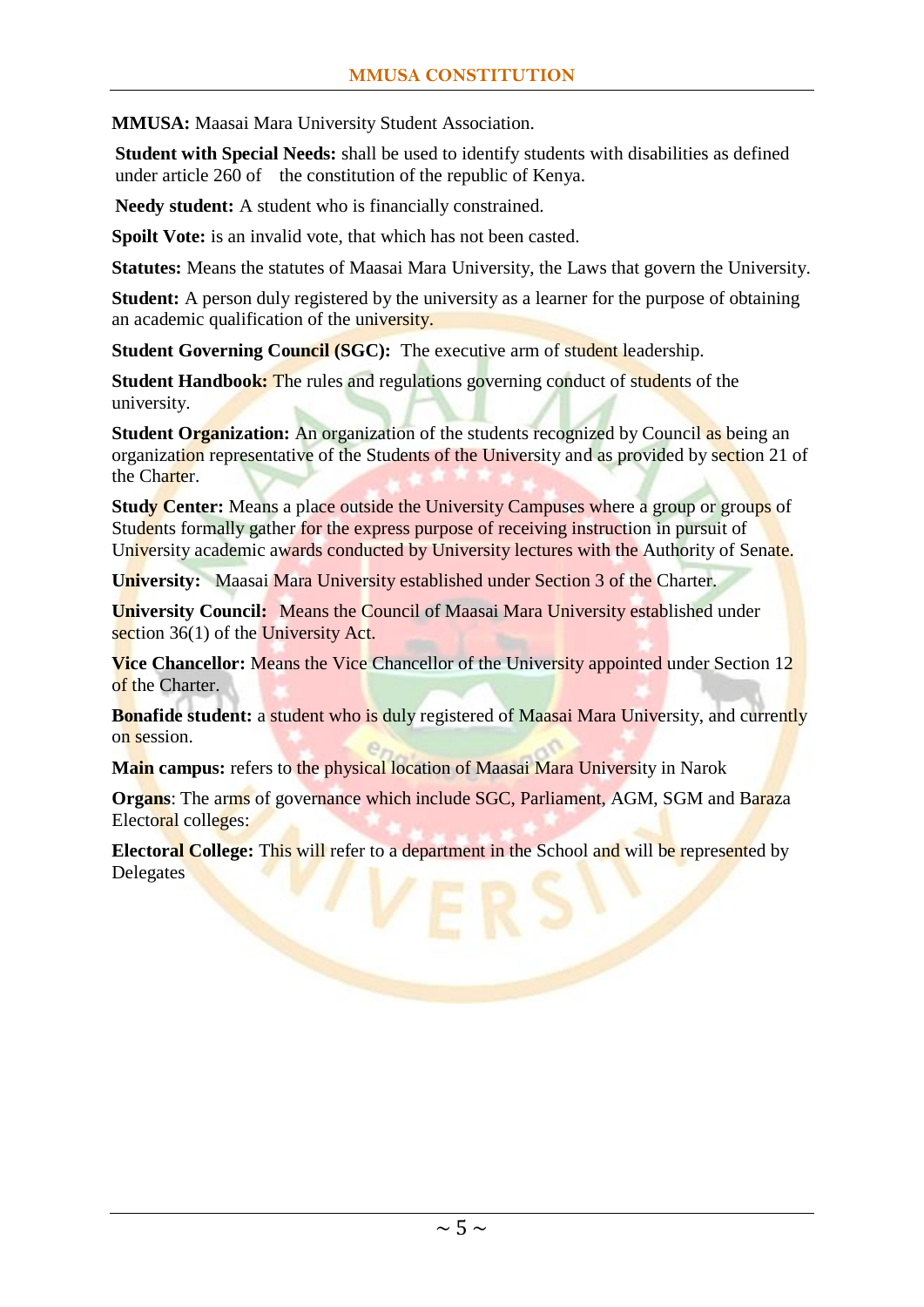**MMUSA:** Maasai Mara University Student Association.

**Student with Special Needs:** shall be used to identify students with disabilities as defined under article 260 of the constitution of the republic of Kenya.

**Needy student:** A student who is financially constrained.

**Spoilt Vote:** is an invalid vote, that which has not been casted.

**Statutes:** Means the statutes of Maasai Mara University, the Laws that govern the University.

**Student:** A person duly registered by the university as a learner for the purpose of obtaining an academic qualification of the university.

**Student Governing Council (SGC):** The executive arm of student leadership.

**Student Handbook:** The rules and regulations governing conduct of students of the university.

**Student Organization:** An organization of the students recognized by Council as being an organization representative of the Students of the University and as provided by section 21 of the Charter.

**Study Center:** Means a place outside the University Campuses where a group or groups of Students formally gather for the express purpose of receiving instruction in pursuit of University academic awards conducted by University lectures with the Authority of Senate.

**University:** Maasai Mara University established under Section 3 of the Charter.

**University Council:** Means the Council of Maasai Mara University established under section 36(1) of the University Act.

**Vice Chancellor:** Means the Vice Chancellor of the University appointed under Section 12 of the Charter.

**Bonafide student:** a student who is duly registered of Maasai Mara University, and currently on session.

**Main campus:** refers to the physical location of Maasai Mara University in Narok

**Organs**: The arms of governance which include SGC, Parliament, AGM, SGM and Baraza Electoral colleges:

**Electoral College:** This will refer to a department in the School and will be represented by Delegates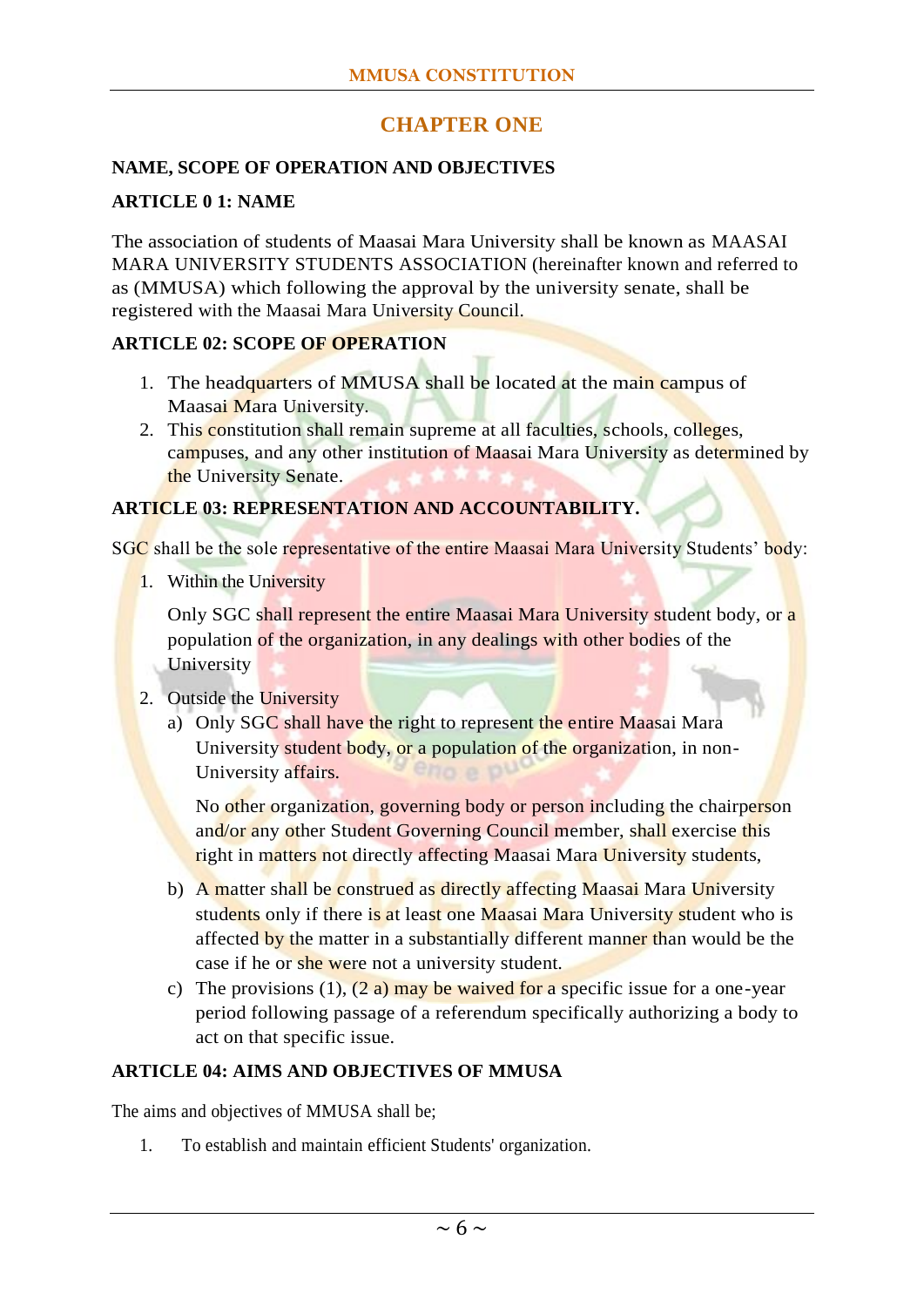# CHAPTER ONE

## NAME, SCOPE OF OPERATION AND OBJECTIVES

### ARTICLE 0 1: NAME

The association of students of Maasai Mara University shall be known as MAASAI MARA UNIVERSITY STUDENTS ASSOCIATION (hereinafter known and referred to as (MMUSA) which following the approval by the university senate, shall be registered with the Maasai Mara University Council.

### ARTICLE 02: SCOPE OF OPERATION

1. The headquarters of MMUSA shall be located at the main campus of Maasai Mara University.
2. This constitution shall remain supreme at all faculties, schools, colleges, campuses, and any other institution of Maasai Mara University as determined by the University Senate.

### ARTICLE 03: REPRESENTATION AND ACCOUNTABILITY.

SGC shall be the sole representative of the entire Maasai Mara University Students' body:

1. Within the University

   Only SGC shall represent the entire Maasai Mara University student body, or a population of the organization, in any dealings with other bodies of the University

2. Outside the University
   a) Only SGC shall have the right to represent the entire Maasai Mara University student body, or a population of the organization, in non-University affairs.

      No other organization, governing body or person including the chairperson and/or any other Student Governing Council member, shall exercise this right in matters not directly affecting Maasai Mara University students,

   b) A matter shall be construed as directly affecting Maasai Mara University students only if there is at least one Maasai Mara University student who is affected by the matter in a substantially different manner than would be the case if he or she were not a university student.
   c) The provisions (1), (2 a) may be waived for a specific issue for a one-year period following passage of a referendum specifically authorizing a body to act on that specific issue.

### ARTICLE 04: AIMS AND OBJECTIVES OF MMUSA

The aims and objectives of MMUSA shall be;

1. To establish and maintain efficient Students' organization.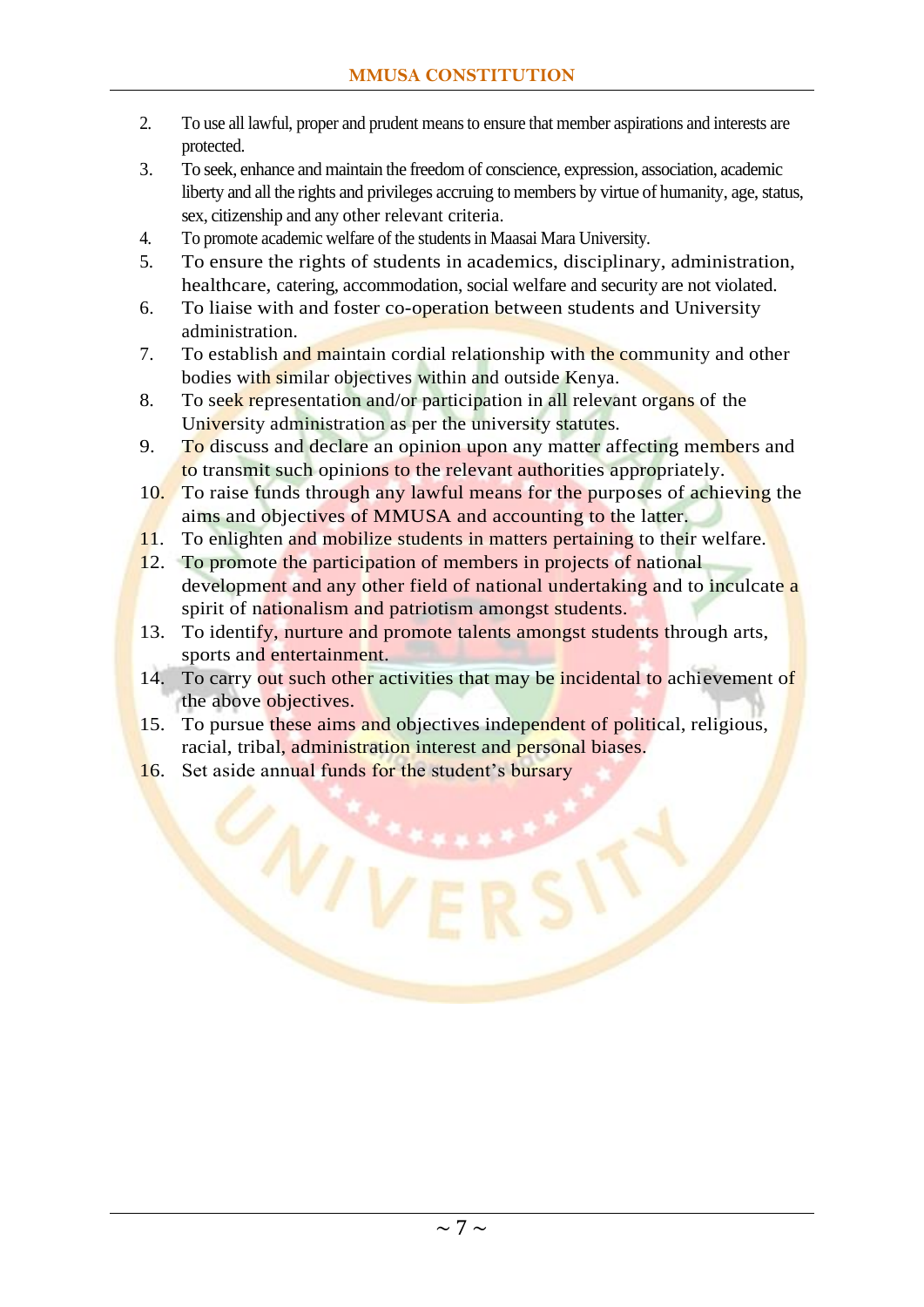2. To use all lawful, proper and prudent means to ensure that member aspirations and interests are protected.
3. To seek, enhance and maintain the freedom of conscience, expression, association, academic liberty and all the rights and privileges accruing to members by virtue of humanity, age, status, sex, citizenship and any other relevant criteria.
4. To promote academic welfare of the students in Maasai Mara University.
5. To ensure the rights of students in academics, disciplinary, administration, healthcare, catering, accommodation, social welfare and security are not violated.
6. To liaise with and foster co-operation between students and University administration.
7. To establish and maintain cordial relationship with the community and other bodies with similar objectives within and outside Kenya.
8. To seek representation and/or participation in all relevant organs of the University administration as per the university statutes.
9. To discuss and declare an opinion upon any matter affecting members and to transmit such opinions to the relevant authorities appropriately.
10. To raise funds through any lawful means for the purposes of achieving the aims and objectives of MMUSA and accounting to the latter.
11. To enlighten and mobilize students in matters pertaining to their welfare.
12. To promote the participation of members in projects of national development and any other field of national undertaking and to inculcate a spirit of nationalism and patriotism amongst students.
13. To identify, nurture and promote talents amongst students through arts, sports and entertainment.
14. To carry out such other activities that may be incidental to achievement of the above objectives.
15. To pursue these aims and objectives independent of political, religious, racial, tribal, administration interest and personal biases.
16. Set aside annual funds for the student's bursary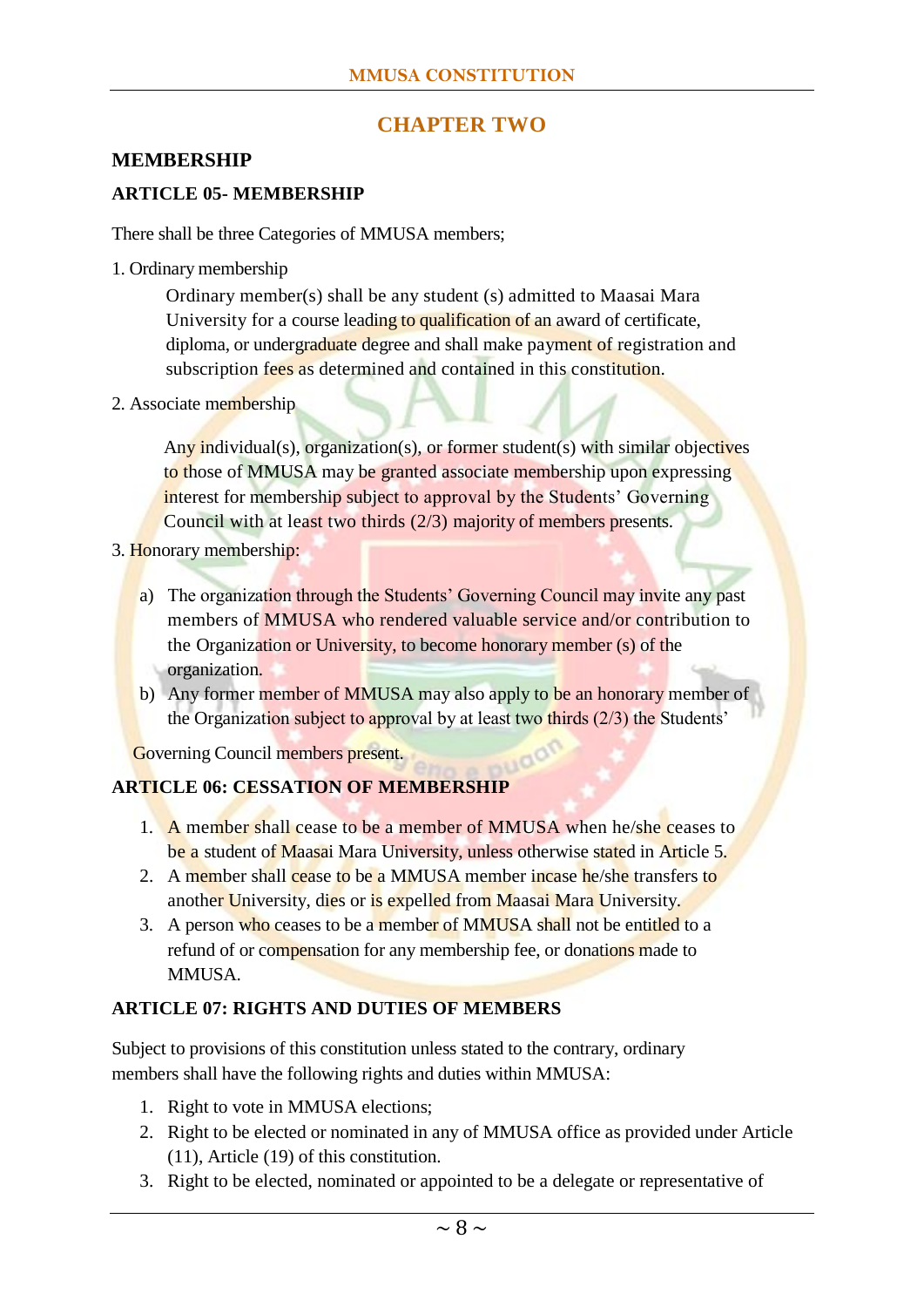## CHAPTER TWO

### MEMBERSHIP

#### ARTICLE 05- MEMBERSHIP

There shall be three Categories of MMUSA members;

1. Ordinary membership

   Ordinary member(s) shall be any student (s) admitted to Maasai Mara University for a course leading to qualification of an award of certificate, diploma, or undergraduate degree and shall make payment of registration and subscription fees as determined and contained in this constitution.

2. Associate membership

   Any individual(s), organization(s), or former student(s) with similar objectives to those of MMUSA may be granted associate membership upon expressing interest for membership subject to approval by the Students' Governing Council with at least two thirds (2/3) majority of members presents.

3. Honorary membership:

   a) The organization through the Students' Governing Council may invite any past members of MMUSA who rendered valuable service and/or contribution to the Organization or University, to become honorary member (s) of the organization.
   b) Any former member of MMUSA may also apply to be an honorary member of the Organization subject to approval by at least two thirds (2/3) the Students' Governing Council members present.

#### ARTICLE 06: CESSATION OF MEMBERSHIP

1. A member shall cease to be a member of MMUSA when he/she ceases to be a student of Maasai Mara University, unless otherwise stated in Article 5.
2. A member shall cease to be a MMUSA member incase he/she transfers to another University, dies or is expelled from Maasai Mara University.
3. A person who ceases to be a member of MMUSA shall not be entitled to a refund of or compensation for any membership fee, or donations made to MMUSA.

#### ARTICLE 07: RIGHTS AND DUTIES OF MEMBERS

Subject to provisions of this constitution unless stated to the contrary, ordinary members shall have the following rights and duties within MMUSA:

1. Right to vote in MMUSA elections;
2. Right to be elected or nominated in any of MMUSA office as provided under Article (11), Article (19) of this constitution.
3. Right to be elected, nominated or appointed to be a delegate or representative of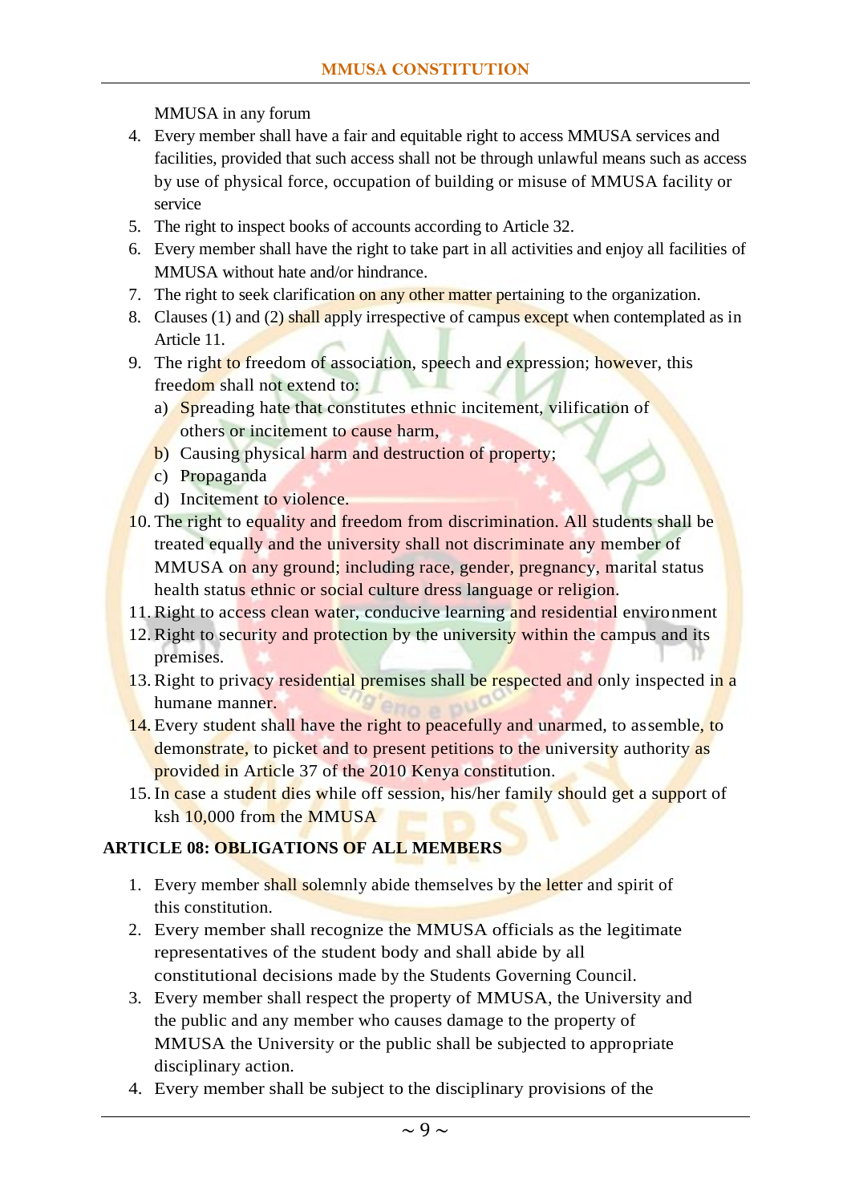MMUSA in any forum

4. Every member shall have a fair and equitable right to access MMUSA services and facilities, provided that such access shall not be through unlawful means such as access by use of physical force, occupation of building or misuse of MMUSA facility or service
5. The right to inspect books of accounts according to Article 32.
6. Every member shall have the right to take part in all activities and enjoy all facilities of MMUSA without hate and/or hindrance.
7. The right to seek clarification on any other matter pertaining to the organization.
8. Clauses (1) and (2) shall apply irrespective of campus except when contemplated as in Article 11.
9. The right to freedom of association, speech and expression; however, this freedom shall not extend to:
   a) Spreading hate that constitutes ethnic incitement, vilification of others or incitement to cause harm,
   b) Causing physical harm and destruction of property;
   c) Propaganda
   d) Incitement to violence.
10. The right to equality and freedom from discrimination. All students shall be treated equally and the university shall not discriminate any member of MMUSA on any ground; including race, gender, pregnancy, marital status health status ethnic or social culture dress language or religion.
11. Right to access clean water, conducive learning and residential environment
12. Right to security and protection by the university within the campus and its premises.
13. Right to privacy residential premises shall be respected and only inspected in a humane manner.
14. Every student shall have the right to peacefully and unarmed, to assemble, to demonstrate, to picket and to present petitions to the university authority as provided in Article 37 of the 2010 Kenya constitution.
15. In case a student dies while off session, his/her family should get a support of ksh 10,000 from the MMUSA

## ARTICLE 08: OBLIGATIONS OF ALL MEMBERS

1. Every member shall solemnly abide themselves by the letter and spirit of this constitution.
2. Every member shall recognize the MMUSA officials as the legitimate representatives of the student body and shall abide by all constitutional decisions made by the Students Governing Council.
3. Every member shall respect the property of MMUSA, the University and the public and any member who causes damage to the property of MMUSA the University or the public shall be subjected to appropriate disciplinary action.
4. Every member shall be subject to the disciplinary provisions of the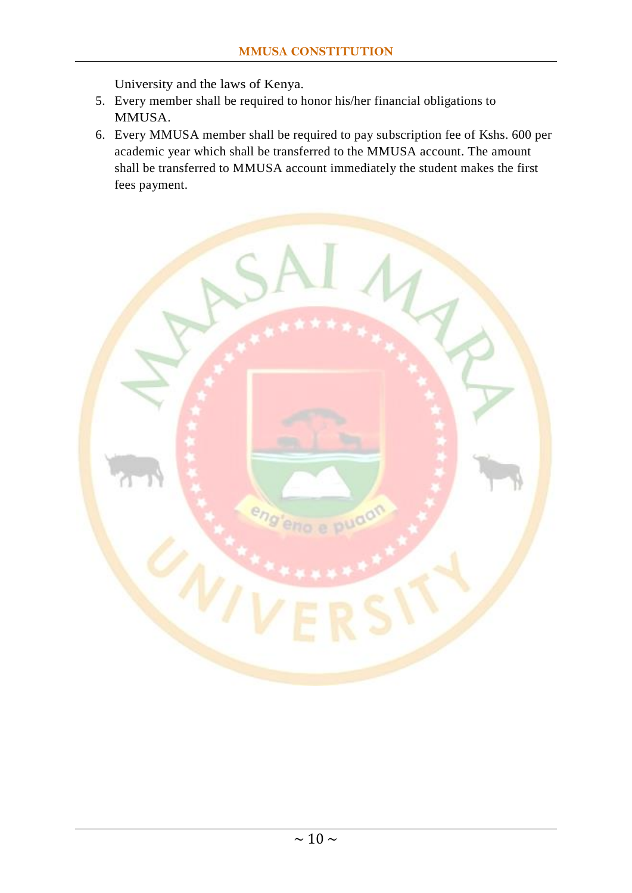University and the laws of Kenya.

5. Every member shall be required to honor his/her financial obligations to MMUSA.
6. Every MMUSA member shall be required to pay subscription fee of Kshs. 600 per academic year which shall be transferred to the MMUSA account. The amount shall be transferred to MMUSA account immediately the student makes the first fees payment.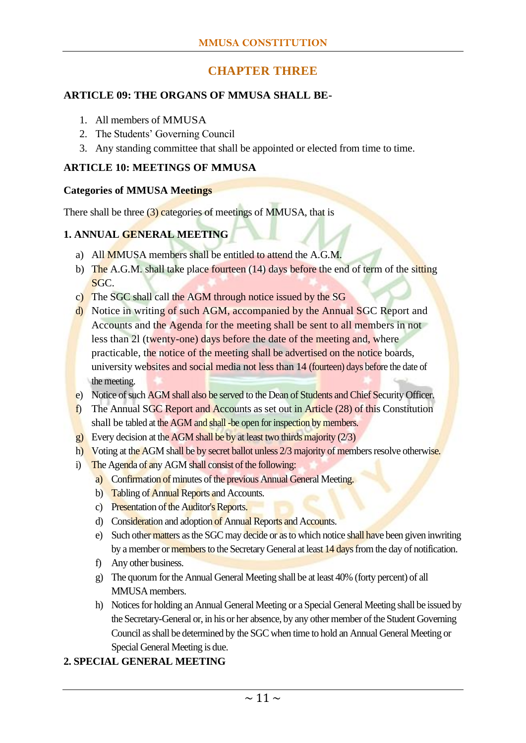# CHAPTER THREE

## ARTICLE 09: THE ORGANS OF MMUSA SHALL BE-

1. All members of MMUSA
2. The Students' Governing Council
3. Any standing committee that shall be appointed or elected from time to time.

## ARTICLE 10: MEETINGS OF MMUSA

### Categories of MMUSA Meetings

There shall be three (3) categories of meetings of MMUSA, that is

### 1. ANNUAL GENERAL MEETING

a) All MMUSA members shall be entitled to attend the A.G.M.
b) The A.G.M. shall take place fourteen (14) days before the end of term of the sitting SGC.
c) The SGC shall call the AGM through notice issued by the SG
d) Notice in writing of such AGM, accompanied by the Annual SGC Report and Accounts and the Agenda for the meeting shall be sent to all members in not less than 2l (twenty-one) days before the date of the meeting and, where practicable, the notice of the meeting shall be advertised on the notice boards, university websites and social media not less than 14 (fourteen) days before the date of the meeting.
e) Notice of such AGM shall also be served to the Dean of Students and Chief Security Officer.
f) The Annual SGC Report and Accounts as set out in Article (28) of this Constitution shall be tabled at the AGM and shall -be open for inspection by members.
g) Every decision at the AGM shall be by at least two thirds majority (2/3)
h) Voting at the AGM shall be by secret ballot unless 2/3 majority of members resolve otherwise.
i) The Agenda of any AGM shall consist of the following:
    a) Confirmation of minutes of the previous Annual General Meeting.
    b) Tabling of Annual Reports and Accounts.
    c) Presentation of the Auditor's Reports.
    d) Consideration and adoption of Annual Reports and Accounts.
    e) Such other matters as the SGC may decide or as to which notice shall have been given inwriting by a member or members to the Secretary General at least 14 days from the day of notification.
    f) Any other business.
    g) The quorum for the Annual General Meeting shall be at least 40% (forty percent) of all MMUSA members.
    h) Notices for holding an Annual General Meeting or a Special General Meeting shall be issued by the Secretary-General or, in his or her absence, by any other member of the Student Governing Council as shall be determined by the SGC when time to hold an Annual General Meeting or Special General Meeting is due.

### 2. SPECIAL GENERAL MEETING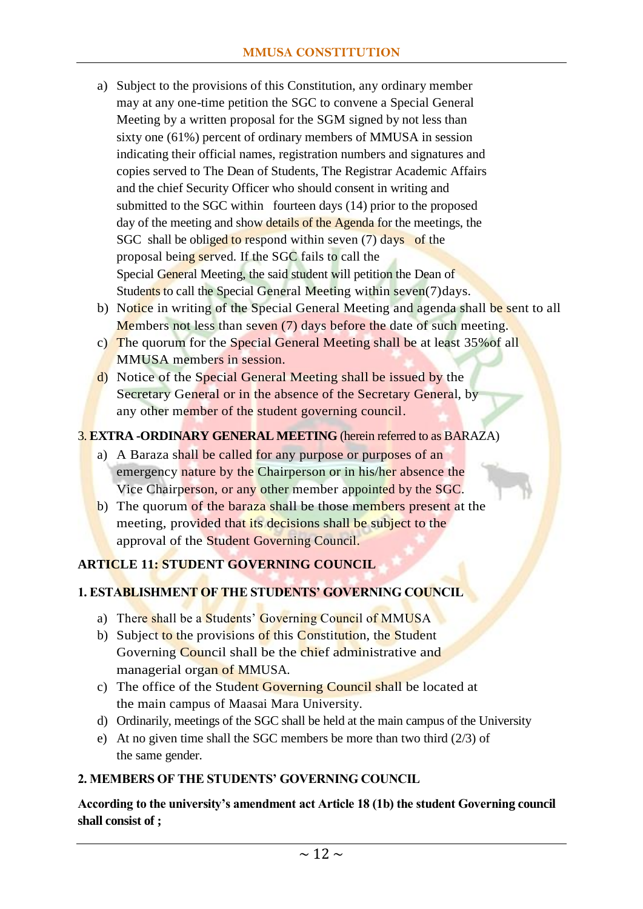a) Subject to the provisions of this Constitution, any ordinary member may at any one-time petition the SGC to convene a Special General Meeting by a written proposal for the SGM signed by not less than sixty one (61%) percent of ordinary members of MMUSA in session indicating their official names, registration numbers and signatures and copies served to The Dean of Students, The Registrar Academic Affairs and the chief Security Officer who should consent in writing and submitted to the SGC within fourteen days (14) prior to the proposed day of the meeting and show details of the Agenda for the meetings, the SGC shall be obliged to respond within seven (7) days of the proposal being served. If the SGC fails to call the Special General Meeting, the said student will petition the Dean of Students to call the Special General Meeting within seven(7)days.

b) Notice in writing of the Special General Meeting and agenda shall be sent to all Members not less than seven (7) days before the date of such meeting.

c) The quorum for the Special General Meeting shall be at least 35%of all MMUSA members in session.

d) Notice of the Special General Meeting shall be issued by the Secretary General or in the absence of the Secretary General, by any other member of the student governing council.

3. **EXTRA -ORDINARY GENERAL MEETING** (herein referred to as BARAZA)

a) A Baraza shall be called for any purpose or purposes of an emergency nature by the Chairperson or in his/her absence the Vice Chairperson, or any other member appointed by the SGC.

b) The quorum of the baraza shall be those members present at the meeting, provided that its decisions shall be subject to the approval of the Student Governing Council.

## ARTICLE 11: STUDENT GOVERNING COUNCIL

### 1. ESTABLISHMENT OF THE STUDENTS' GOVERNING COUNCIL

a) There shall be a Students' Governing Council of MMUSA

b) Subject to the provisions of this Constitution, the Student Governing Council shall be the chief administrative and managerial organ of MMUSA.

c) The office of the Student Governing Council shall be located at the main campus of Maasai Mara University.

d) Ordinarily, meetings of the SGC shall be held at the main campus of the University

e) At no given time shall the SGC members be more than two third (2/3) of the same gender.

### 2. MEMBERS OF THE STUDENTS' GOVERNING COUNCIL

**According to the university's amendment act Article 18 (1b) the student Governing council shall consist of ;**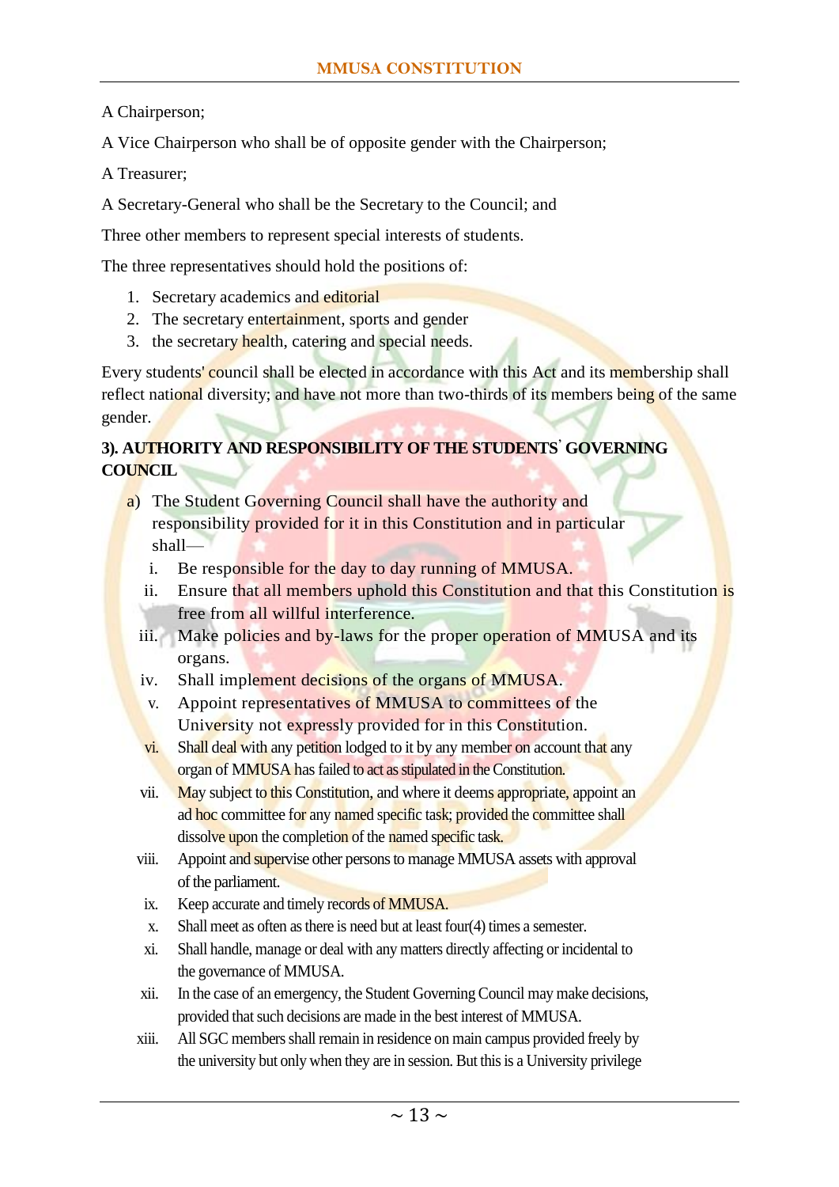A Chairperson;

A Vice Chairperson who shall be of opposite gender with the Chairperson;

A Treasurer;

A Secretary-General who shall be the Secretary to the Council; and

Three other members to represent special interests of students.

The three representatives should hold the positions of:

1. Secretary academics and editorial
2. The secretary entertainment, sports and gender
3. the secretary health, catering and special needs.

Every students' council shall be elected in accordance with this Act and its membership shall reflect national diversity; and have not more than two-thirds of its members being of the same gender.

**3). AUTHORITY AND RESPONSIBILITY OF THE STUDENTS' GOVERNING COUNCIL**

a) The Student Governing Council shall have the authority and responsibility provided for it in this Constitution and in particular shall—

   i. Be responsible for the day to day running of MMUSA.
   ii. Ensure that all members uphold this Constitution and that this Constitution is free from all willful interference.
   iii. Make policies and by-laws for the proper operation of MMUSA and its organs.
   iv. Shall implement decisions of the organs of MMUSA.
   v. Appoint representatives of MMUSA to committees of the University not expressly provided for in this Constitution.
   vi. Shall deal with any petition lodged to it by any member on account that any organ of MMUSA has failed to act as stipulated in the Constitution.
   vii. May subject to this Constitution, and where it deems appropriate, appoint an ad hoc committee for any named specific task; provided the committee shall dissolve upon the completion of the named specific task.
   viii. Appoint and supervise other persons to manage MMUSA assets with approval of the parliament.
   ix. Keep accurate and timely records of MMUSA.
   x. Shall meet as often as there is need but at least four(4) times a semester.
   xi. Shall handle, manage or deal with any matters directly affecting or incidental to the governance of MMUSA.
   xii. In the case of an emergency, the Student Governing Council may make decisions, provided that such decisions are made in the best interest of MMUSA.
   xiii. All SGC members shall remain in residence on main campus provided freely by the university but only when they are in session. But this is a University privilege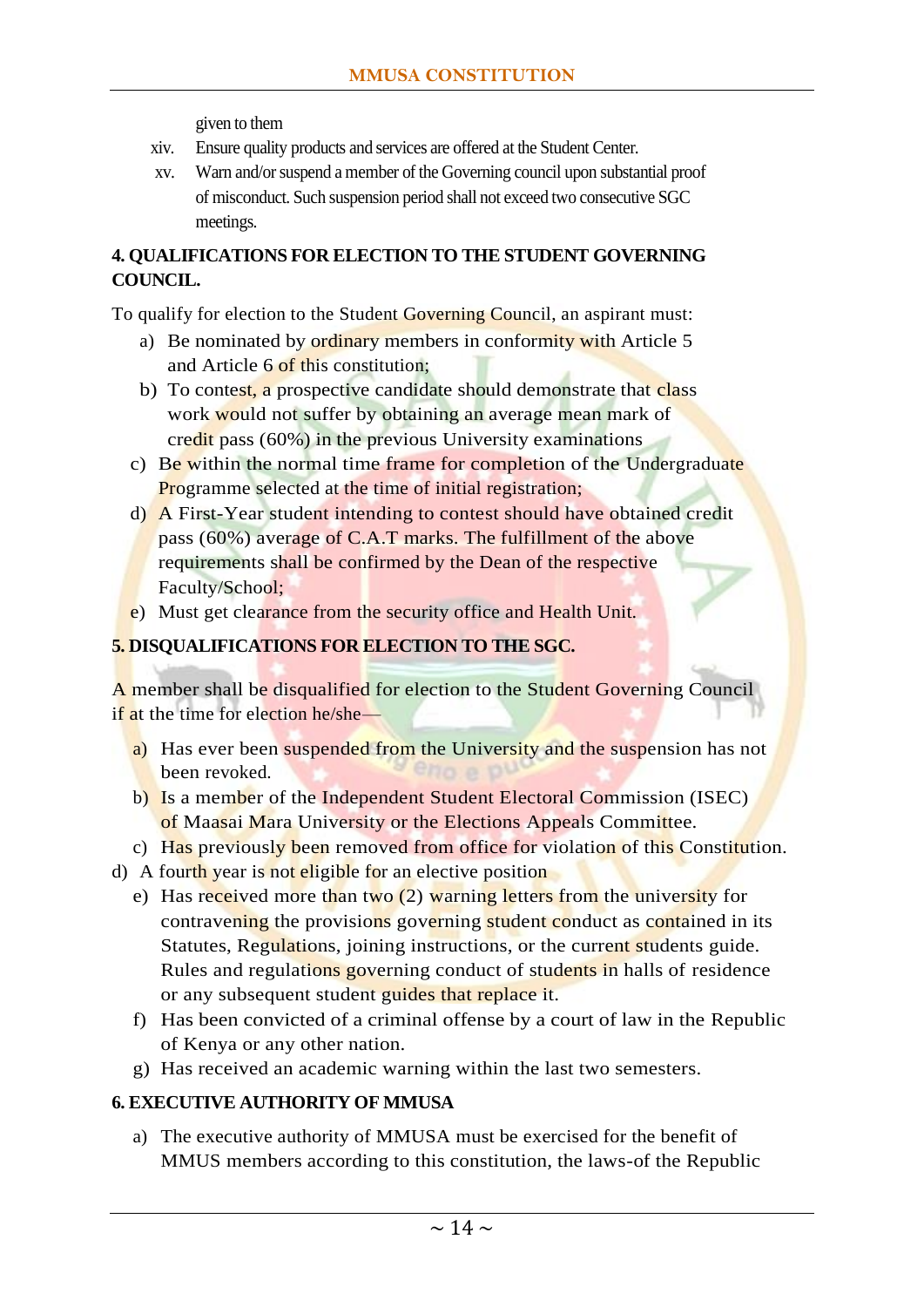given to them

xiv. Ensure quality products and services are offered at the Student Center.

xv. Warn and/or suspend a member of the Governing council upon substantial proof of misconduct. Such suspension period shall not exceed two consecutive SGC meetings.

**4. QUALIFICATIONS FOR ELECTION TO THE STUDENT GOVERNING COUNCIL.**

To qualify for election to the Student Governing Council, an aspirant must:

a) Be nominated by ordinary members in conformity with Article 5 and Article 6 of this constitution;

b) To contest, a prospective candidate should demonstrate that class work would not suffer by obtaining an average mean mark of credit pass (60%) in the previous University examinations

c) Be within the normal time frame for completion of the Undergraduate Programme selected at the time of initial registration;

d) A First-Year student intending to contest should have obtained credit pass (60%) average of C.A.T marks. The fulfillment of the above requirements shall be confirmed by the Dean of the respective Faculty/School;

e) Must get clearance from the security office and Health Unit.

**5. DISQUALIFICATIONS FOR ELECTION TO THE SGC.**

A member shall be disqualified for election to the Student Governing Council if at the time for election he/she—

a) Has ever been suspended from the University and the suspension has not been revoked.

b) Is a member of the Independent Student Electoral Commission (ISEC) of Maasai Mara University or the Elections Appeals Committee.

c) Has previously been removed from office for violation of this Constitution.

d) A fourth year is not eligible for an elective position

e) Has received more than two (2) warning letters from the university for contravening the provisions governing student conduct as contained in its Statutes, Regulations, joining instructions, or the current students guide. Rules and regulations governing conduct of students in halls of residence or any subsequent student guides that replace it.

f) Has been convicted of a criminal offense by a court of law in the Republic of Kenya or any other nation.

g) Has received an academic warning within the last two semesters.

**6. EXECUTIVE AUTHORITY OF MMUSA**

a) The executive authority of MMUSA must be exercised for the benefit of MMUS members according to this constitution, the laws-of the Republic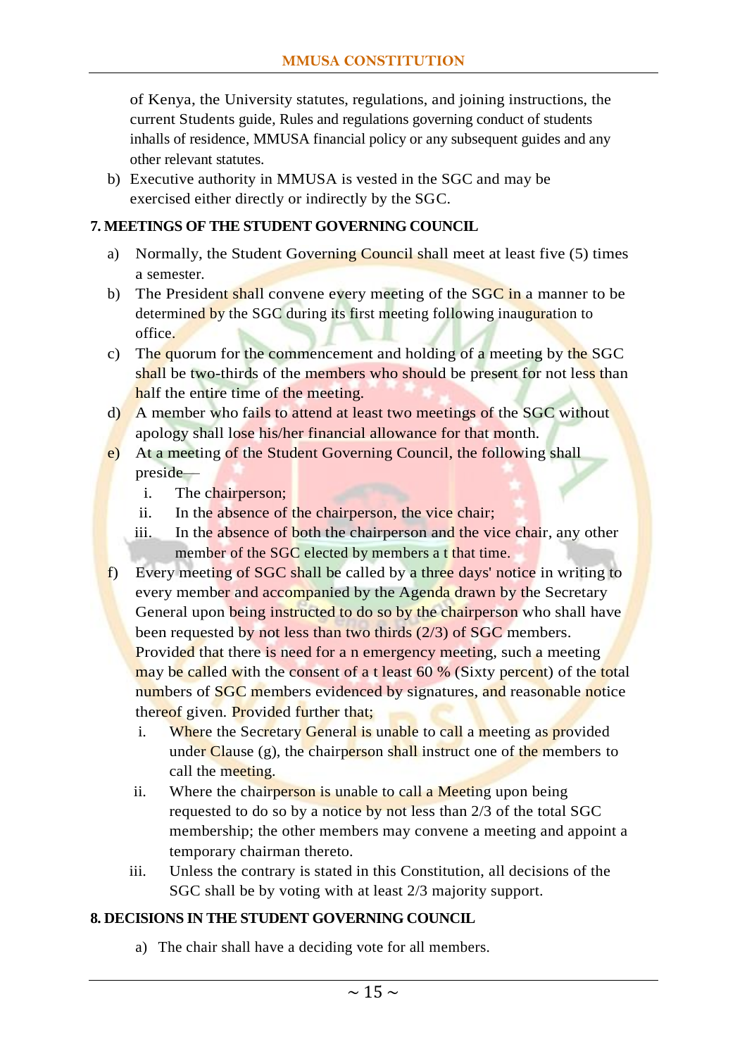of Kenya, the University statutes, regulations, and joining instructions, the current Students guide, Rules and regulations governing conduct of students inhalls of residence, MMUSA financial policy or any subsequent guides and any other relevant statutes.

b) Executive authority in MMUSA is vested in the SGC and may be exercised either directly or indirectly by the SGC.

**7. MEETINGS OF THE STUDENT GOVERNING COUNCIL**

a) Normally, the Student Governing Council shall meet at least five (5) times a semester.

b) The President shall convene every meeting of the SGC in a manner to be determined by the SGC during its first meeting following inauguration to office.

c) The quorum for the commencement and holding of a meeting by the SGC shall be two-thirds of the members who should be present for not less than half the entire time of the meeting.

d) A member who fails to attend at least two meetings of the SGC without apology shall lose his/her financial allowance for that month.

e) At a meeting of the Student Governing Council, the following shall preside—
   i. The chairperson;
   ii. In the absence of the chairperson, the vice chair;
   iii. In the absence of both the chairperson and the vice chair, any other member of the SGC elected by members a t that time.

f) Every meeting of SGC shall be called by a three days' notice in writing to every member and accompanied by the Agenda drawn by the Secretary General upon being instructed to do so by the chairperson who shall have been requested by not less than two thirds (2/3) of SGC members. Provided that there is need for a n emergency meeting, such a meeting may be called with the consent of a t least 60 % (Sixty percent) of the total numbers of SGC members evidenced by signatures, and reasonable notice thereof given. Provided further that;
   i. Where the Secretary General is unable to call a meeting as provided under Clause (g), the chairperson shall instruct one of the members to call the meeting.
   ii. Where the chairperson is unable to call a Meeting upon being requested to do so by a notice by not less than 2/3 of the total SGC membership; the other members may convene a meeting and appoint a temporary chairman thereto.
   iii. Unless the contrary is stated in this Constitution, all decisions of the SGC shall be by voting with at least 2/3 majority support.

**8. DECISIONS IN THE STUDENT GOVERNING COUNCIL**

a) The chair shall have a deciding vote for all members.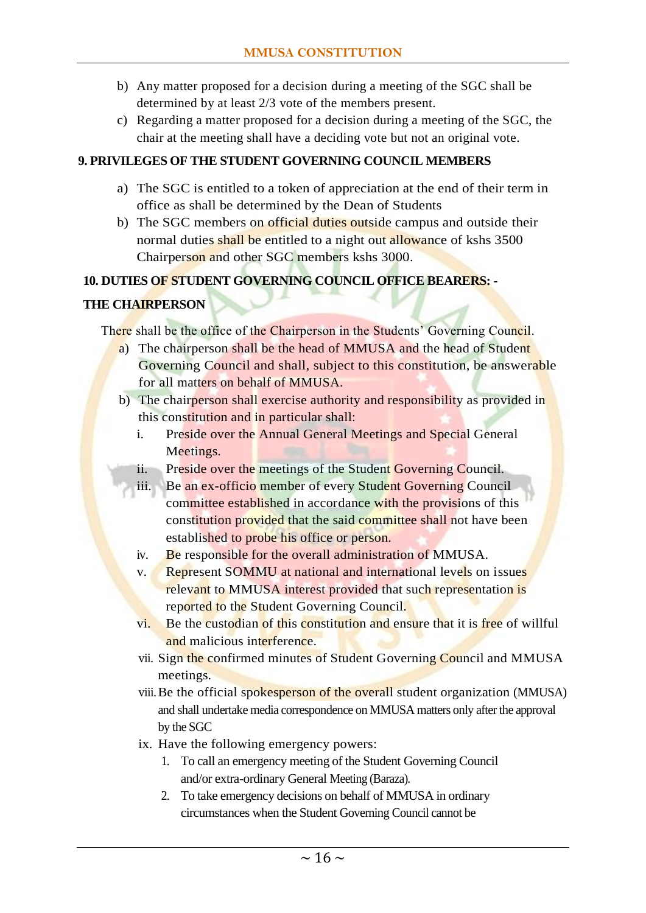b) Any matter proposed for a decision during a meeting of the SGC shall be determined by at least 2/3 vote of the members present.

c) Regarding a matter proposed for a decision during a meeting of the SGC, the chair at the meeting shall have a deciding vote but not an original vote.

**9. PRIVILEGES OF THE STUDENT GOVERNING COUNCIL MEMBERS**

a) The SGC is entitled to a token of appreciation at the end of their term in office as shall be determined by the Dean of Students

b) The SGC members on official duties outside campus and outside their normal duties shall be entitled to a night out allowance of kshs 3500 Chairperson and other SGC members kshs 3000.

**10. DUTIES OF STUDENT GOVERNING COUNCIL OFFICE BEARERS: -**

**THE CHAIRPERSON**

There shall be the office of the Chairperson in the Students' Governing Council.

a) The chairperson shall be the head of MMUSA and the head of Student Governing Council and shall, subject to this constitution, be answerable for all matters on behalf of MMUSA.

b) The chairperson shall exercise authority and responsibility as provided in this constitution and in particular shall:

   i. Preside over the Annual General Meetings and Special General Meetings.
   ii. Preside over the meetings of the Student Governing Council.
   iii. Be an ex-officio member of every Student Governing Council committee established in accordance with the provisions of this constitution provided that the said committee shall not have been established to probe his office or person.
   iv. Be responsible for the overall administration of MMUSA.
   v. Represent SOMMU at national and international levels on issues relevant to MMUSA interest provided that such representation is reported to the Student Governing Council.
   vi. Be the custodian of this constitution and ensure that it is free of willful and malicious interference.
   vii. Sign the confirmed minutes of Student Governing Council and MMUSA meetings.
   viii. Be the official spokesperson of the overall student organization (MMUSA) and shall undertake media correspondence on MMUSA matters only after the approval by the SGC
   ix. Have the following emergency powers:
      1. To call an emergency meeting of the Student Governing Council and/or extra-ordinary General Meeting (Baraza).
      2. To take emergency decisions on behalf of MMUSA in ordinary circumstances when the Student Governing Council cannot be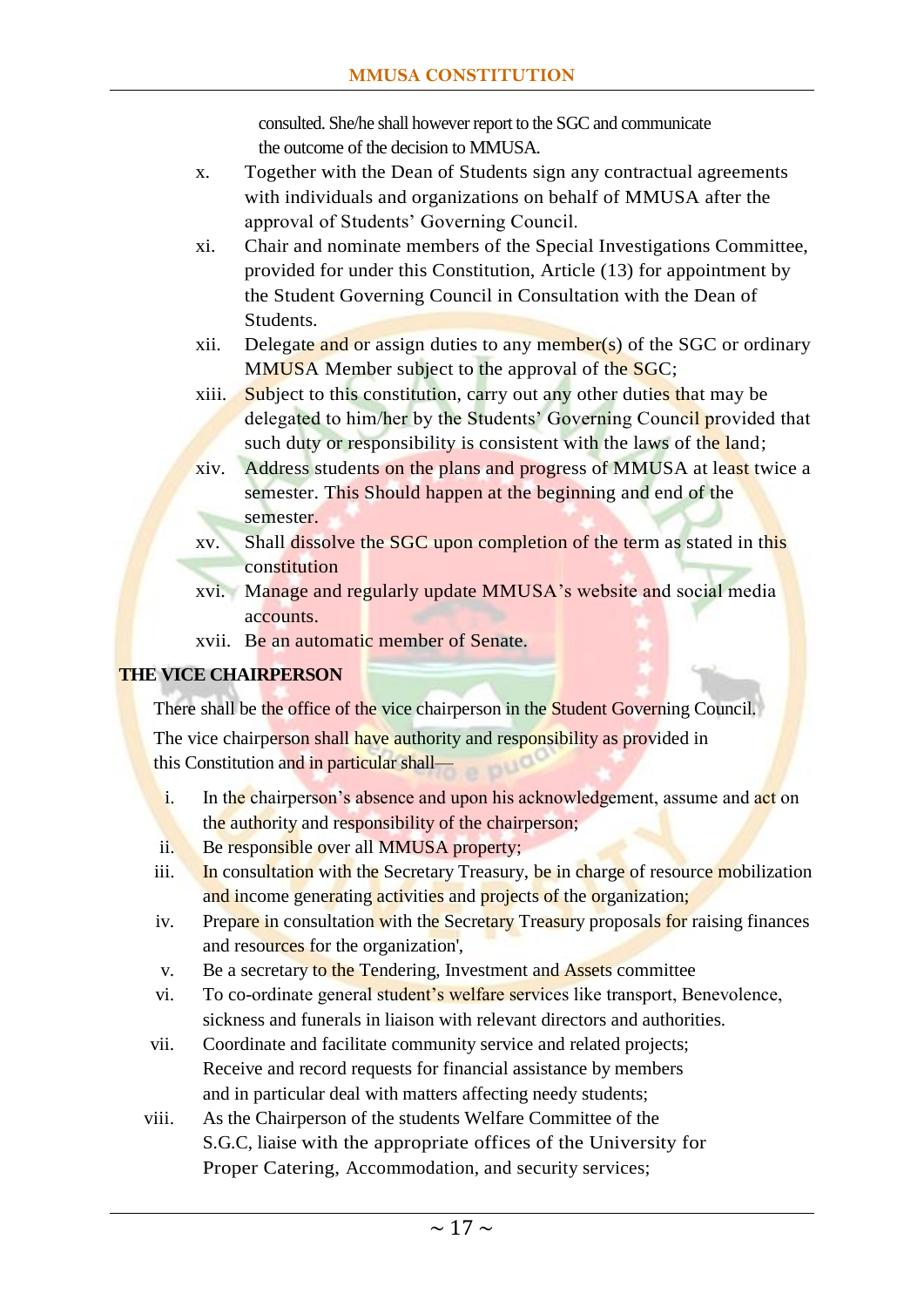consulted. She/he shall however report to the SGC and communicate the outcome of the decision to MMUSA.

x. Together with the Dean of Students sign any contractual agreements with individuals and organizations on behalf of MMUSA after the approval of Students' Governing Council.

xi. Chair and nominate members of the Special Investigations Committee, provided for under this Constitution, Article (13) for appointment by the Student Governing Council in Consultation with the Dean of Students.

xii. Delegate and or assign duties to any member(s) of the SGC or ordinary MMUSA Member subject to the approval of the SGC;

xiii. Subject to this constitution, carry out any other duties that may be delegated to him/her by the Students' Governing Council provided that such duty or responsibility is consistent with the laws of the land;

xiv. Address students on the plans and progress of MMUSA at least twice a semester. This Should happen at the beginning and end of the semester.

xv. Shall dissolve the SGC upon completion of the term as stated in this constitution

xvi. Manage and regularly update MMUSA's website and social media accounts.

xvii. Be an automatic member of Senate.

**THE VICE CHAIRPERSON**

There shall be the office of the vice chairperson in the Student Governing Council.

The vice chairperson shall have authority and responsibility as provided in this Constitution and in particular shall—

i. In the chairperson's absence and upon his acknowledgement, assume and act on the authority and responsibility of the chairperson;

ii. Be responsible over all MMUSA property;

iii. In consultation with the Secretary Treasury, be in charge of resource mobilization and income generating activities and projects of the organization;

iv. Prepare in consultation with the Secretary Treasury proposals for raising finances and resources for the organization',

v. Be a secretary to the Tendering, Investment and Assets committee

vi. To co-ordinate general student's welfare services like transport, Benevolence, sickness and funerals in liaison with relevant directors and authorities.

vii. Coordinate and facilitate community service and related projects; Receive and record requests for financial assistance by members and in particular deal with matters affecting needy students;

viii. As the Chairperson of the students Welfare Committee of the S.G.C, liaise with the appropriate offices of the University for Proper Catering, Accommodation, and security services;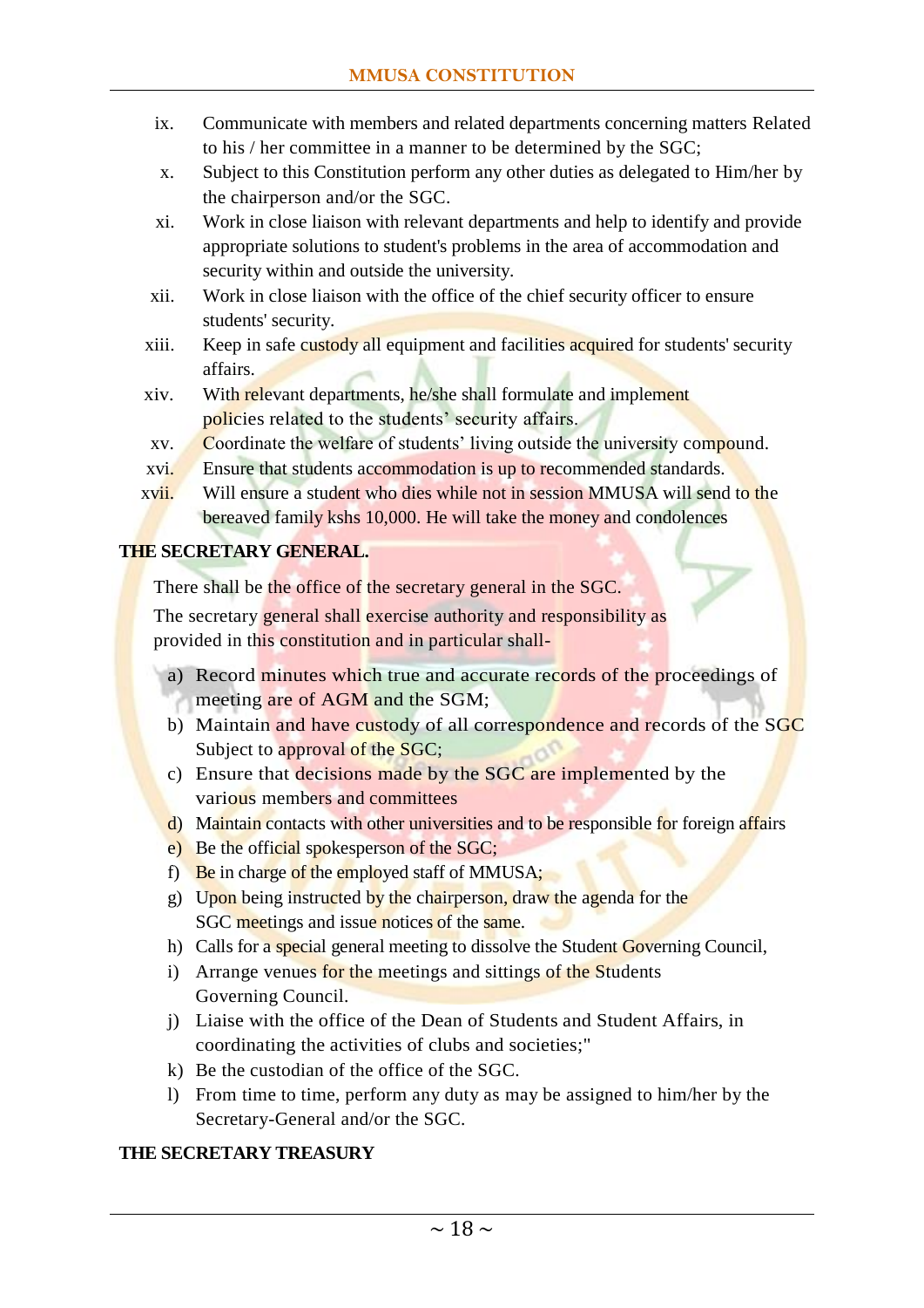ix. Communicate with members and related departments concerning matters Related to his / her committee in a manner to be determined by the SGC;

x. Subject to this Constitution perform any other duties as delegated to Him/her by the chairperson and/or the SGC.

xi. Work in close liaison with relevant departments and help to identify and provide appropriate solutions to student's problems in the area of accommodation and security within and outside the university.

xii. Work in close liaison with the office of the chief security officer to ensure students' security.

xiii. Keep in safe custody all equipment and facilities acquired for students' security affairs.

xiv. With relevant departments, he/she shall formulate and implement policies related to the students' security affairs.

xv. Coordinate the welfare of students' living outside the university compound.

xvi. Ensure that students accommodation is up to recommended standards.

xvii. Will ensure a student who dies while not in session MMUSA will send to the bereaved family kshs 10,000. He will take the money and condolences

**THE SECRETARY GENERAL.**

There shall be the office of the secretary general in the SGC.

The secretary general shall exercise authority and responsibility as provided in this constitution and in particular shall-

a) Record minutes which true and accurate records of the proceedings of meeting are of AGM and the SGM;
b) Maintain and have custody of all correspondence and records of the SGC Subject to approval of the SGC;
c) Ensure that decisions made by the SGC are implemented by the various members and committees
d) Maintain contacts with other universities and to be responsible for foreign affairs
e) Be the official spokesperson of the SGC;
f) Be in charge of the employed staff of MMUSA;
g) Upon being instructed by the chairperson, draw the agenda for the SGC meetings and issue notices of the same.
h) Calls for a special general meeting to dissolve the Student Governing Council,
i) Arrange venues for the meetings and sittings of the Students Governing Council.
j) Liaise with the office of the Dean of Students and Student Affairs, in coordinating the activities of clubs and societies;"
k) Be the custodian of the office of the SGC.
l) From time to time, perform any duty as may be assigned to him/her by the Secretary-General and/or the SGC.

**THE SECRETARY TREASURY**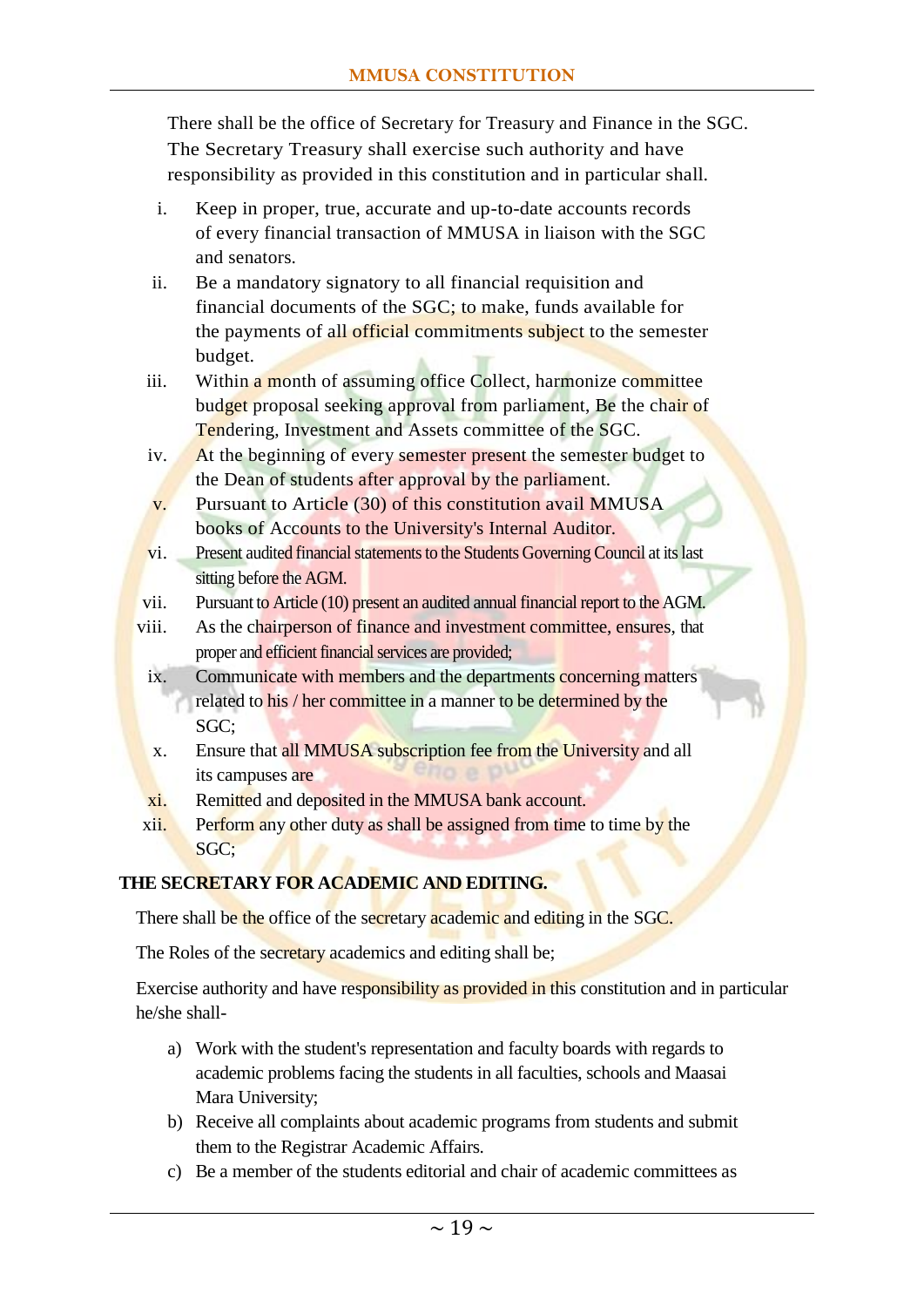There shall be the office of Secretary for Treasury and Finance in the SGC. The Secretary Treasury shall exercise such authority and have responsibility as provided in this constitution and in particular shall.

i. Keep in proper, true, accurate and up-to-date accounts records of every financial transaction of MMUSA in liaison with the SGC and senators.
ii. Be a mandatory signatory to all financial requisition and financial documents of the SGC; to make, funds available for the payments of all official commitments subject to the semester budget.
iii. Within a month of assuming office Collect, harmonize committee budget proposal seeking approval from parliament, Be the chair of Tendering, Investment and Assets committee of the SGC.
iv. At the beginning of every semester present the semester budget to the Dean of students after approval by the parliament.
v. Pursuant to Article (30) of this constitution avail MMUSA books of Accounts to the University's Internal Auditor.
vi. Present audited financial statements to the Students Governing Council at its last sitting before the AGM.
vii. Pursuant to Article (10) present an audited annual financial report to the AGM.
viii. As the chairperson of finance and investment committee, ensures, that proper and efficient financial services are provided;
ix. Communicate with members and the departments concerning matters related to his / her committee in a manner to be determined by the SGC;
x. Ensure that all MMUSA subscription fee from the University and all its campuses are
xi. Remitted and deposited in the MMUSA bank account.
xii. Perform any other duty as shall be assigned from time to time by the SGC;

**THE SECRETARY FOR ACADEMIC AND EDITING.**

There shall be the office of the secretary academic and editing in the SGC.

The Roles of the secretary academics and editing shall be;

Exercise authority and have responsibility as provided in this constitution and in particular he/she shall-

a) Work with the student's representation and faculty boards with regards to academic problems facing the students in all faculties, schools and Maasai Mara University;
b) Receive all complaints about academic programs from students and submit them to the Registrar Academic Affairs.
c) Be a member of the students editorial and chair of academic committees as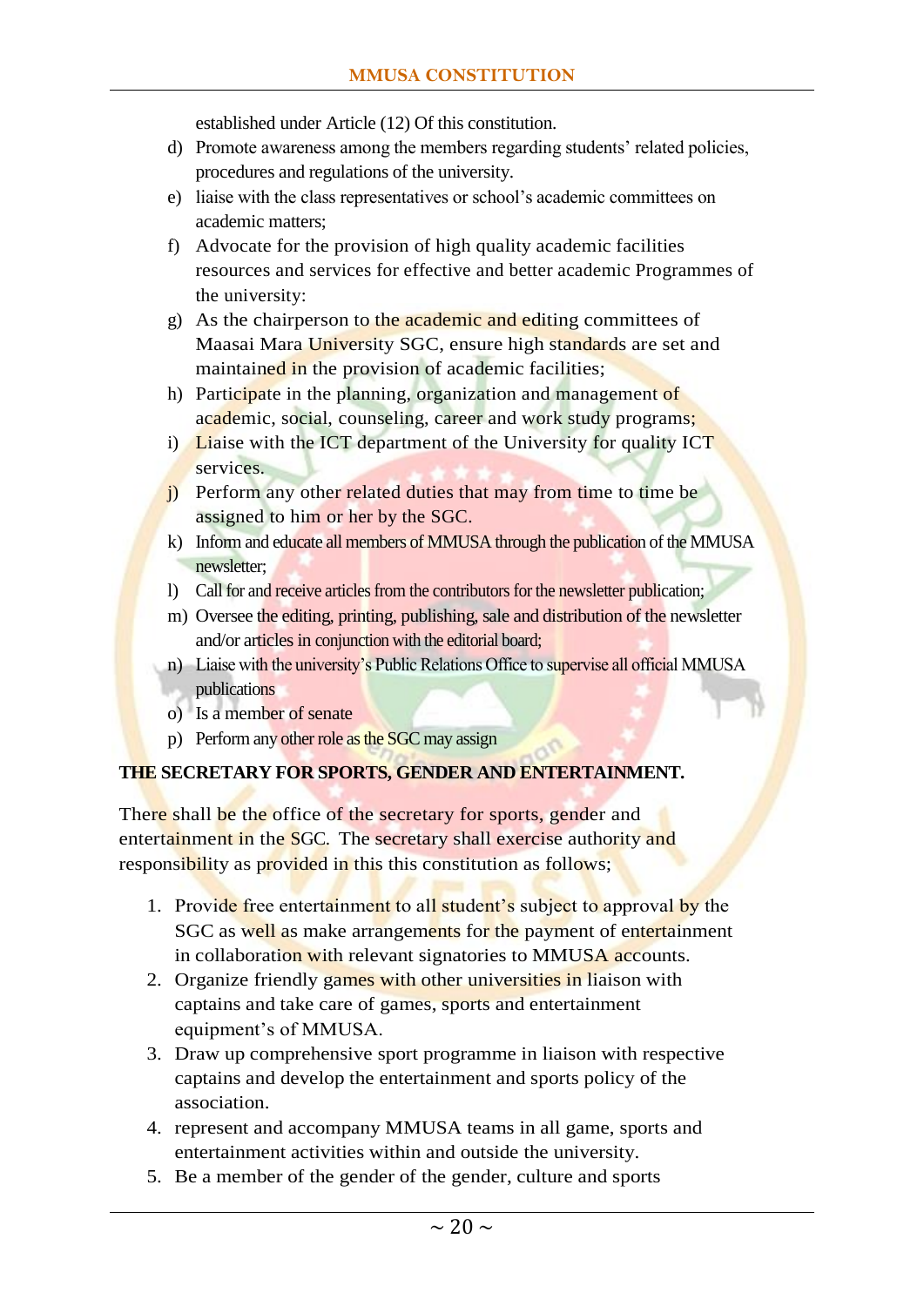established under Article (12) Of this constitution.

d) Promote awareness among the members regarding students' related policies, procedures and regulations of the university.

e) liaise with the class representatives or school's academic committees on academic matters;

f) Advocate for the provision of high quality academic facilities resources and services for effective and better academic Programmes of the university:

g) As the chairperson to the academic and editing committees of Maasai Mara University SGC, ensure high standards are set and maintained in the provision of academic facilities;

h) Participate in the planning, organization and management of academic, social, counseling, career and work study programs;

i) Liaise with the ICT department of the University for quality ICT services.

j) Perform any other related duties that may from time to time be assigned to him or her by the SGC.

k) Inform and educate all members of MMUSA through the publication of the MMUSA newsletter;

l) Call for and receive articles from the contributors for the newsletter publication;

m) Oversee the editing, printing, publishing, sale and distribution of the newsletter and/or articles in conjunction with the editorial board;

n) Liaise with the university's Public Relations Office to supervise all official MMUSA publications

o) Is a member of senate

p) Perform any other role as the SGC may assign

**THE SECRETARY FOR SPORTS, GENDER AND ENTERTAINMENT.**

There shall be the office of the secretary for sports, gender and entertainment in the SGC. The secretary shall exercise authority and responsibility as provided in this this constitution as follows;

1. Provide free entertainment to all student's subject to approval by the SGC as well as make arrangements for the payment of entertainment in collaboration with relevant signatories to MMUSA accounts.
2. Organize friendly games with other universities in liaison with captains and take care of games, sports and entertainment equipment's of MMUSA.
3. Draw up comprehensive sport programme in liaison with respective captains and develop the entertainment and sports policy of the association.
4. represent and accompany MMUSA teams in all game, sports and entertainment activities within and outside the university.
5. Be a member of the gender of the gender, culture and sports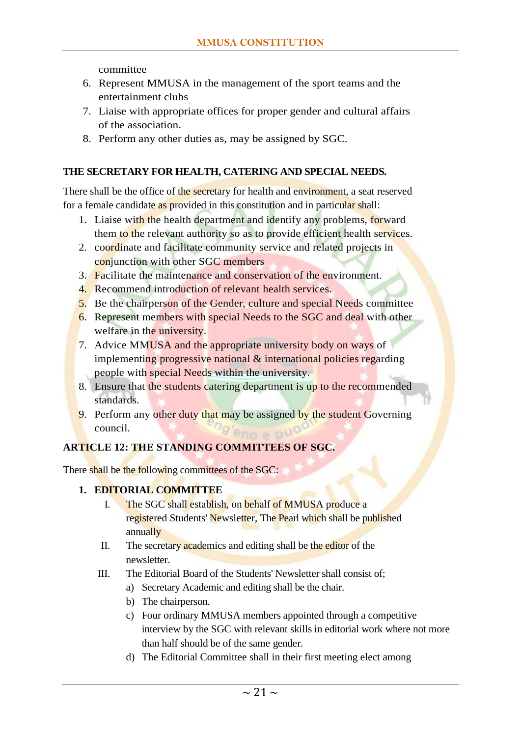committee

6. Represent MMUSA in the management of the sport teams and the entertainment clubs
7. Liaise with appropriate offices for proper gender and cultural affairs of the association.
8. Perform any other duties as, may be assigned by SGC.

**THE SECRETARY FOR HEALTH, CATERING AND SPECIAL NEEDS.**

There shall be the office of the secretary for health and environment, a seat reserved for a female candidate as provided in this constitution and in particular shall:

1. Liaise with the health department and identify any problems, forward them to the relevant authority so as to provide efficient health services.
2. coordinate and facilitate community service and related projects in conjunction with other SGC members
3. Facilitate the maintenance and conservation of the environment.
4. Recommend introduction of relevant health services.
5. Be the chairperson of the Gender, culture and special Needs committee
6. Represent members with special Needs to the SGC and deal with other welfare in the university.
7. Advice MMUSA and the appropriate university body on ways of implementing progressive national & international policies regarding people with special Needs within the university.
8. Ensure that the students catering department is up to the recommended standards.
9. Perform any other duty that may be assigned by the student Governing council.

**ARTICLE 12: THE STANDING COMMITTEES OF SGC.**

There shall be the following committees of the SGC:

1. **EDITORIAL COMMITTEE**
   - I. The SGC shall establish, on behalf of MMUSA produce a registered Students' Newsletter, The Pearl which shall be published annually
   - II. The secretary academics and editing shall be the editor of the newsletter.
   - III. The Editorial Board of the Students' Newsletter shall consist of;
     - a) Secretary Academic and editing shall be the chair.
     - b) The chairperson.
     - c) Four ordinary MMUSA members appointed through a competitive interview by the SGC with relevant skills in editorial work where not more than half should be of the same gender.
     - d) The Editorial Committee shall in their first meeting elect among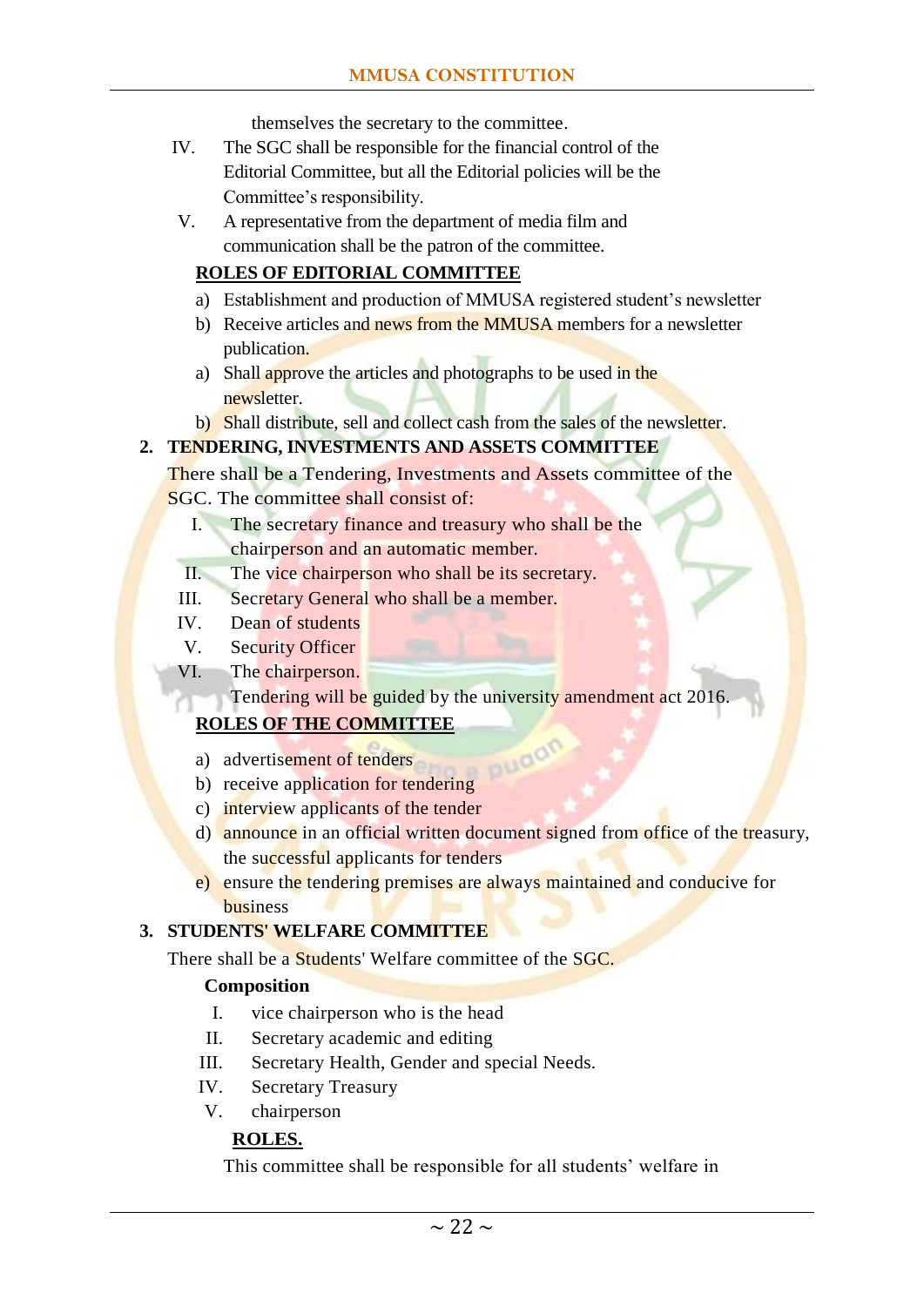themselves the secretary to the committee.

IV. The SGC shall be responsible for the financial control of the Editorial Committee, but all the Editorial policies will be the Committee's responsibility.

V. A representative from the department of media film and communication shall be the patron of the committee.

**ROLES OF EDITORIAL COMMITTEE**

a) Establishment and production of MMUSA registered student's newsletter
b) Receive articles and news from the MMUSA members for a newsletter publication.
a) Shall approve the articles and photographs to be used in the newsletter.
b) Shall distribute, sell and collect cash from the sales of the newsletter.

**2. TENDERING, INVESTMENTS AND ASSETS COMMITTEE**

There shall be a Tendering, Investments and Assets committee of the SGC. The committee shall consist of:

I. The secretary finance and treasury who shall be the chairperson and an automatic member.
II. The vice chairperson who shall be its secretary.
III. Secretary General who shall be a member.
IV. Dean of students
V. Security Officer
VI. The chairperson.

Tendering will be guided by the university amendment act 2016.

**ROLES OF THE COMMITTEE**

a) advertisement of tenders
b) receive application for tendering
c) interview applicants of the tender
d) announce in an official written document signed from office of the treasury, the successful applicants for tenders
e) ensure the tendering premises are always maintained and conducive for business

**3. STUDENTS' WELFARE COMMITTEE**

There shall be a Students' Welfare committee of the SGC.

**Composition**

I. vice chairperson who is the head
II. Secretary academic and editing
III. Secretary Health, Gender and special Needs.
IV. Secretary Treasury
V. chairperson

**ROLES.**

This committee shall be responsible for all students' welfare in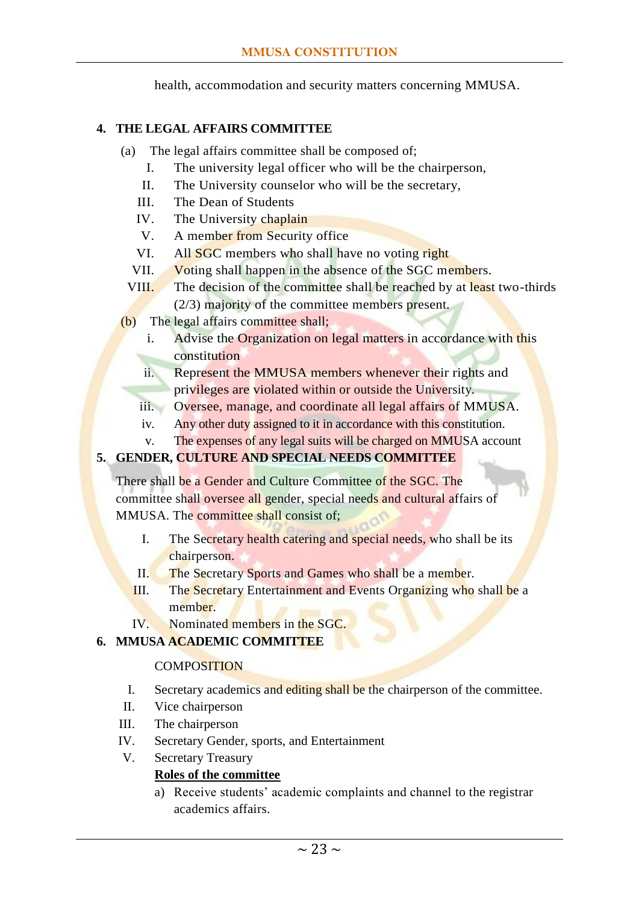health, accommodation and security matters concerning MMUSA.

## 4. THE LEGAL AFFAIRS COMMITTEE

(a) The legal affairs committee shall be composed of;

I. The university legal officer who will be the chairperson,
II. The University counselor who will be the secretary,
III. The Dean of Students
IV. The University chaplain
V. A member from Security office
VI. All SGC members who shall have no voting right
VII. Voting shall happen in the absence of the SGC members.
VIII. The decision of the committee shall be reached by at least two-thirds (2/3) majority of the committee members present.

(b) The legal affairs committee shall;

i. Advise the Organization on legal matters in accordance with this constitution
ii. Represent the MMUSA members whenever their rights and privileges are violated within or outside the University.
iii. Oversee, manage, and coordinate all legal affairs of MMUSA.
iv. Any other duty assigned to it in accordance with this constitution.
v. The expenses of any legal suits will be charged on MMUSA account

## 5. GENDER, CULTURE AND SPECIAL NEEDS COMMITTEE

There shall be a Gender and Culture Committee of the SGC. The committee shall oversee all gender, special needs and cultural affairs of MMUSA. The committee shall consist of;

I. The Secretary health catering and special needs, who shall be its chairperson.
II. The Secretary Sports and Games who shall be a member.
III. The Secretary Entertainment and Events Organizing who shall be a member.
IV. Nominated members in the SGC.

## 6. MMUSA ACADEMIC COMMITTEE

COMPOSITION

I. Secretary academics and editing shall be the chairperson of the committee.
II. Vice chairperson
III. The chairperson
IV. Secretary Gender, sports, and Entertainment
V. Secretary Treasury

**<u>Roles of the committee</u>**

a) Receive students' academic complaints and channel to the registrar academics affairs.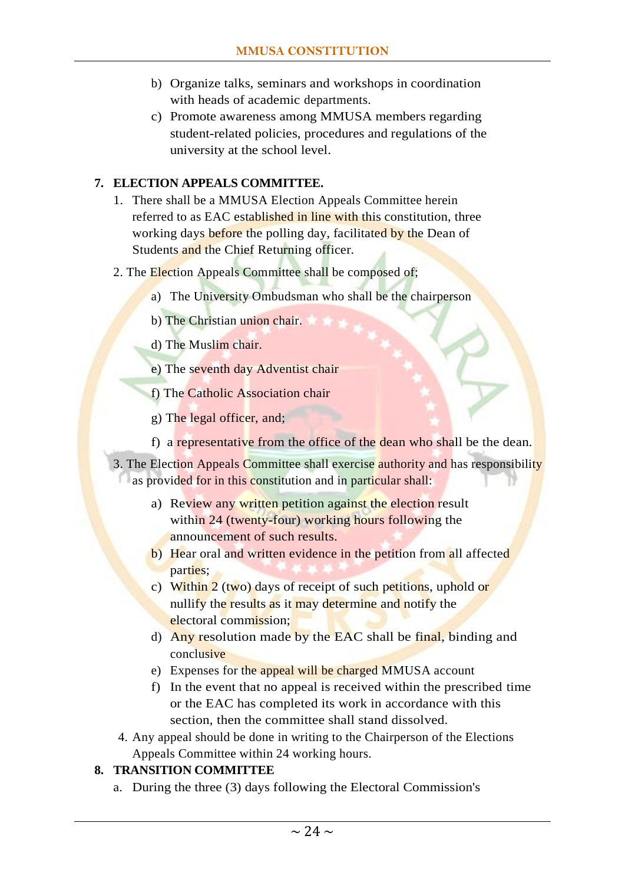b) Organize talks, seminars and workshops in coordination with heads of academic departments.

c) Promote awareness among MMUSA members regarding student-related policies, procedures and regulations of the university at the school level.

**7. ELECTION APPEALS COMMITTEE.**

1. There shall be a MMUSA Election Appeals Committee herein referred to as EAC established in line with this constitution, three working days before the polling day, facilitated by the Dean of Students and the Chief Returning officer.

2. The Election Appeals Committee shall be composed of;

   a) The University Ombudsman who shall be the chairperson

   b) The Christian union chair.

   d) The Muslim chair.

   e) The seventh day Adventist chair

   f) The Catholic Association chair

   g) The legal officer, and;

   f) a representative from the office of the dean who shall be the dean.

3. The Election Appeals Committee shall exercise authority and has responsibility as provided for in this constitution and in particular shall:

   a) Review any written petition against the election result within 24 (twenty-four) working hours following the announcement of such results.

   b) Hear oral and written evidence in the petition from all affected parties;

   c) Within 2 (two) days of receipt of such petitions, uphold or nullify the results as it may determine and notify the electoral commission;

   d) Any resolution made by the EAC shall be final, binding and conclusive

   e) Expenses for the appeal will be charged MMUSA account

   f) In the event that no appeal is received within the prescribed time or the EAC has completed its work in accordance with this section, then the committee shall stand dissolved.

4. Any appeal should be done in writing to the Chairperson of the Elections Appeals Committee within 24 working hours.

**8. TRANSITION COMMITTEE**

a. During the three (3) days following the Electoral Commission's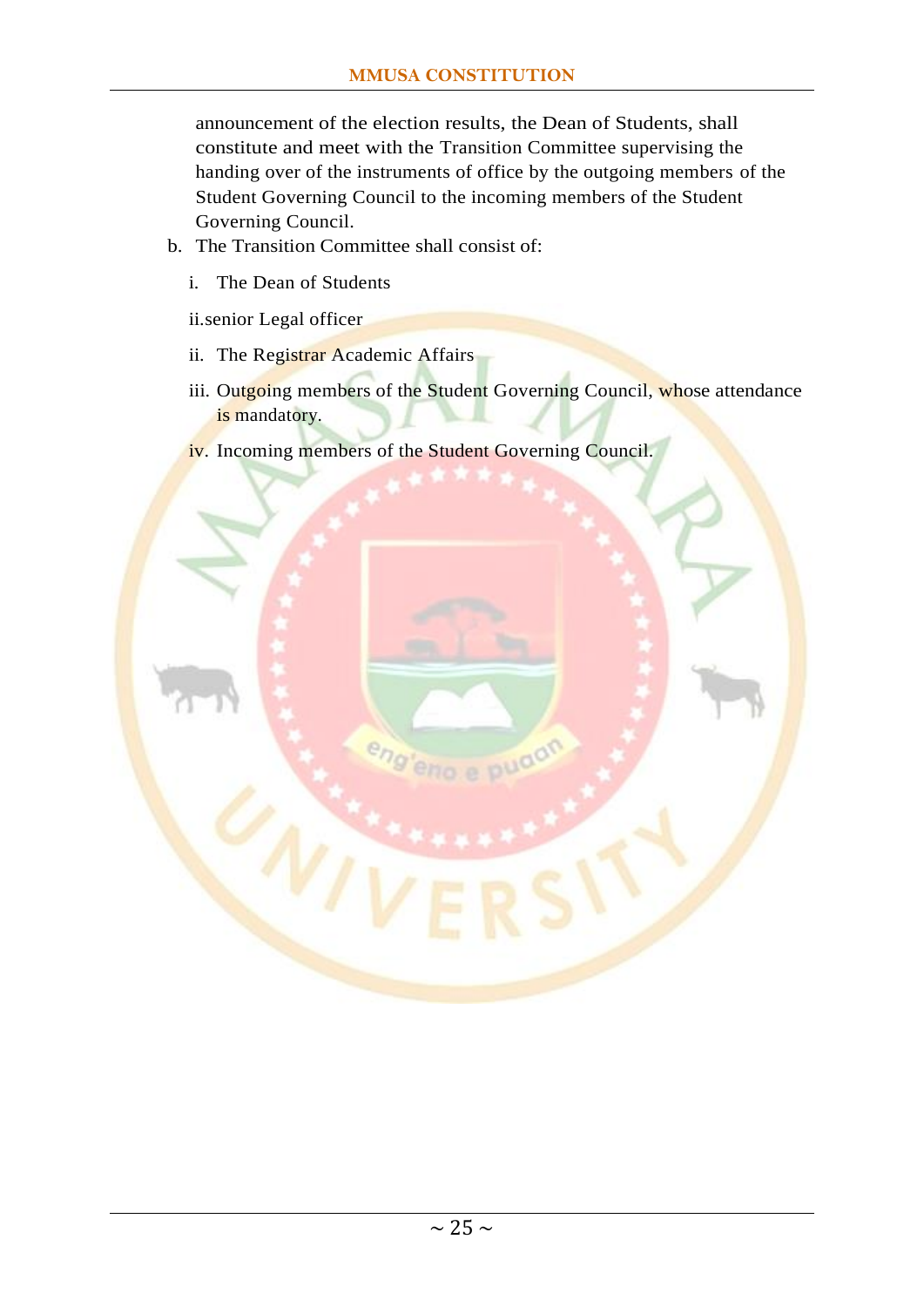announcement of the election results, the Dean of Students, shall constitute and meet with the Transition Committee supervising the handing over of the instruments of office by the outgoing members of the Student Governing Council to the incoming members of the Student Governing Council.

b. The Transition Committee shall consist of:

   i. The Dean of Students

   ii.senior Legal officer

   ii. The Registrar Academic Affairs

   iii. Outgoing members of the Student Governing Council, whose attendance is mandatory.

   iv. Incoming members of the Student Governing Council.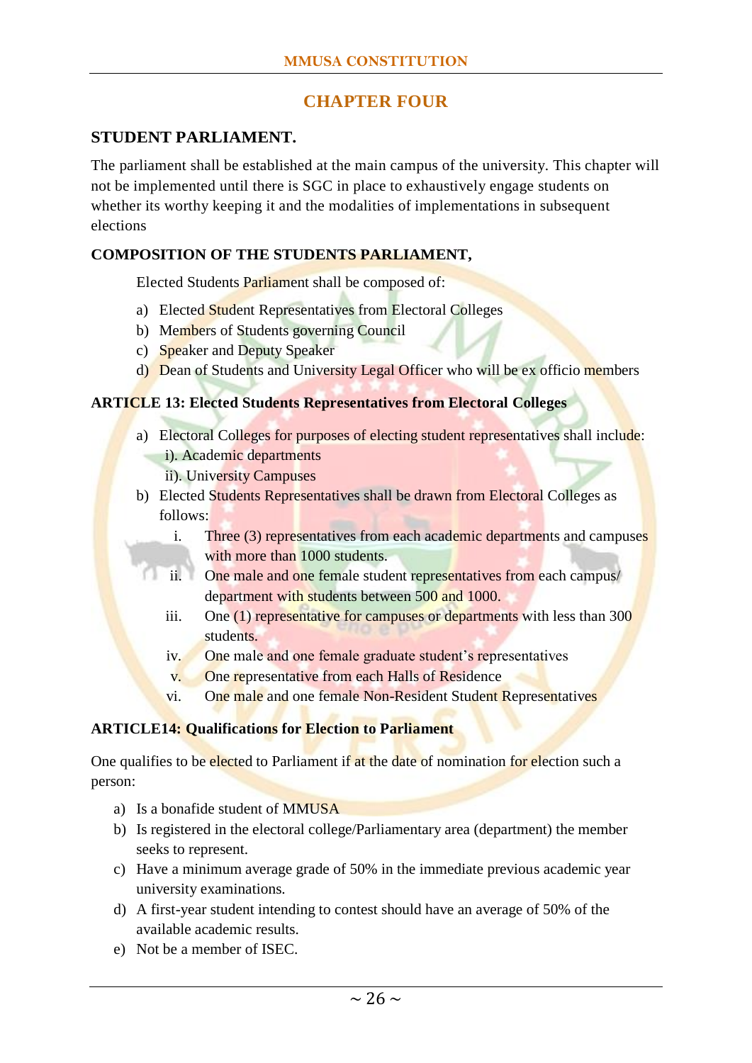# CHAPTER FOUR

## STUDENT PARLIAMENT.

The parliament shall be established at the main campus of the university. This chapter will not be implemented until there is SGC in place to exhaustively engage students on whether its worthy keeping it and the modalities of implementations in subsequent elections

### COMPOSITION OF THE STUDENTS PARLIAMENT,

Elected Students Parliament shall be composed of:

a) Elected Student Representatives from Electoral Colleges
b) Members of Students governing Council
c) Speaker and Deputy Speaker
d) Dean of Students and University Legal Officer who will be ex officio members

### ARTICLE 13: Elected Students Representatives from Electoral Colleges

a) Electoral Colleges for purposes of electing student representatives shall include:
   i). Academic departments
   ii). University Campuses
b) Elected Students Representatives shall be drawn from Electoral Colleges as follows:
   i. Three (3) representatives from each academic departments and campuses with more than 1000 students.
   ii. One male and one female student representatives from each campus/ department with students between 500 and 1000.
   iii. One (1) representative for campuses or departments with less than 300 students.
   iv. One male and one female graduate student's representatives
   v. One representative from each Halls of Residence
   vi. One male and one female Non-Resident Student Representatives

### ARTICLE14: Qualifications for Election to Parliament

One qualifies to be elected to Parliament if at the date of nomination for election such a person:

a) Is a bonafide student of MMUSA
b) Is registered in the electoral college/Parliamentary area (department) the member seeks to represent.
c) Have a minimum average grade of 50% in the immediate previous academic year university examinations.
d) A first-year student intending to contest should have an average of 50% of the available academic results.
e) Not be a member of ISEC.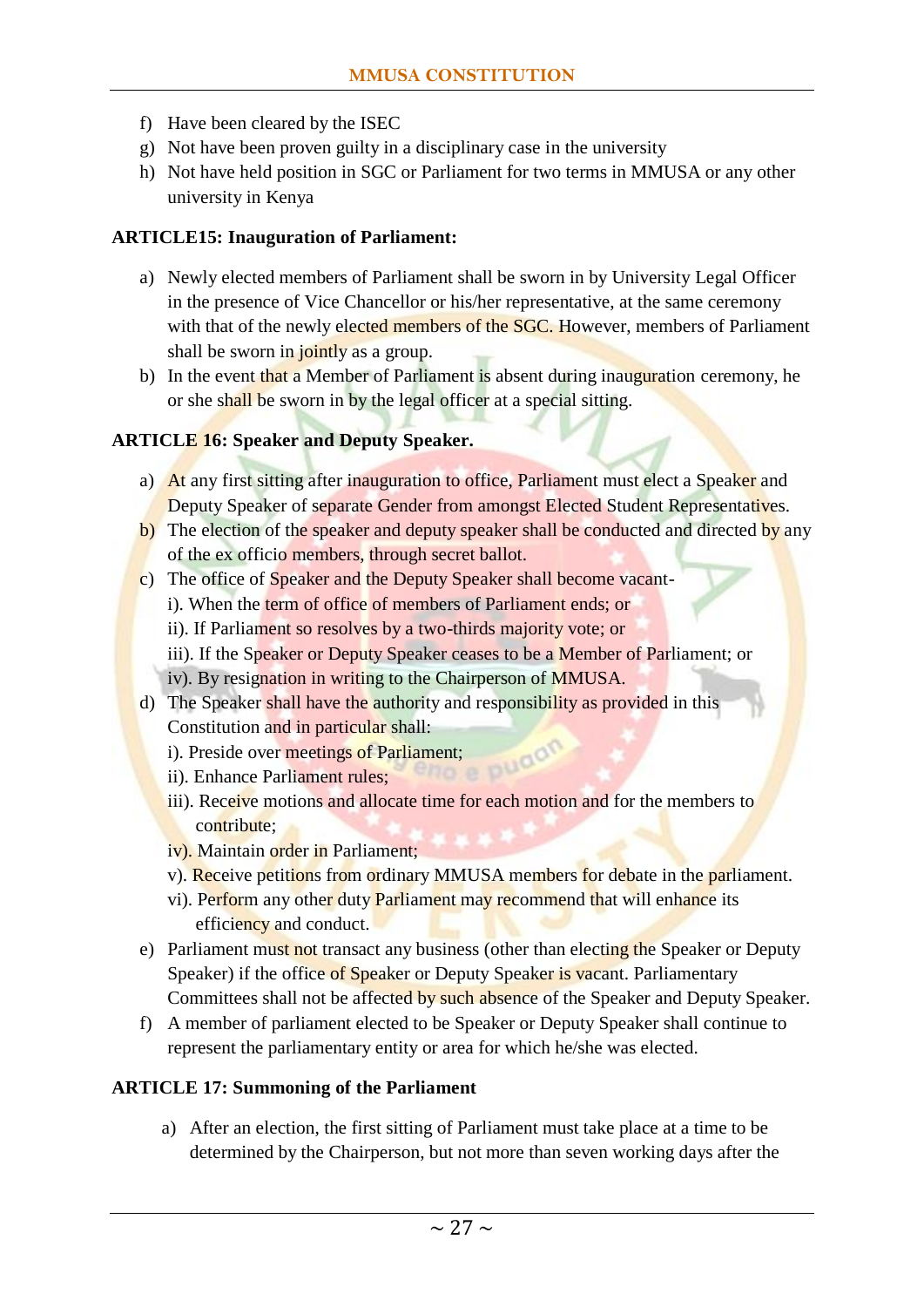f) Have been cleared by the ISEC
g) Not have been proven guilty in a disciplinary case in the university
h) Not have held position in SGC or Parliament for two terms in MMUSA or any other university in Kenya

**ARTICLE15: Inauguration of Parliament:**

a) Newly elected members of Parliament shall be sworn in by University Legal Officer in the presence of Vice Chancellor or his/her representative, at the same ceremony with that of the newly elected members of the SGC. However, members of Parliament shall be sworn in jointly as a group.
b) In the event that a Member of Parliament is absent during inauguration ceremony, he or she shall be sworn in by the legal officer at a special sitting.

**ARTICLE 16: Speaker and Deputy Speaker.**

a) At any first sitting after inauguration to office, Parliament must elect a Speaker and Deputy Speaker of separate Gender from amongst Elected Student Representatives.
b) The election of the speaker and deputy speaker shall be conducted and directed by any of the ex officio members, through secret ballot.
c) The office of Speaker and the Deputy Speaker shall become vacant-
   i). When the term of office of members of Parliament ends; or
   ii). If Parliament so resolves by a two-thirds majority vote; or
   iii). If the Speaker or Deputy Speaker ceases to be a Member of Parliament; or
   iv). By resignation in writing to the Chairperson of MMUSA.
d) The Speaker shall have the authority and responsibility as provided in this Constitution and in particular shall:
   i). Preside over meetings of Parliament;
   ii). Enhance Parliament rules;
   iii). Receive motions and allocate time for each motion and for the members to contribute;
   iv). Maintain order in Parliament;
   v). Receive petitions from ordinary MMUSA members for debate in the parliament.
   vi). Perform any other duty Parliament may recommend that will enhance its efficiency and conduct.
e) Parliament must not transact any business (other than electing the Speaker or Deputy Speaker) if the office of Speaker or Deputy Speaker is vacant. Parliamentary Committees shall not be affected by such absence of the Speaker and Deputy Speaker.
f) A member of parliament elected to be Speaker or Deputy Speaker shall continue to represent the parliamentary entity or area for which he/she was elected.

**ARTICLE 17: Summoning of the Parliament**

a) After an election, the first sitting of Parliament must take place at a time to be determined by the Chairperson, but not more than seven working days after the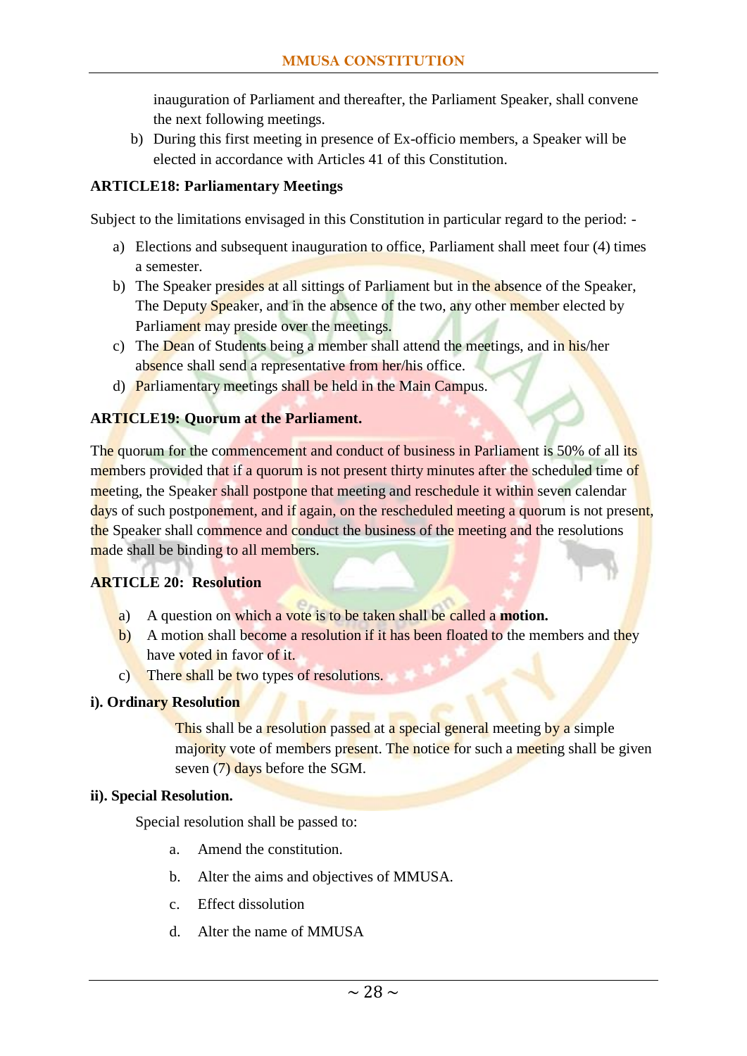inauguration of Parliament and thereafter, the Parliament Speaker, shall convene the next following meetings.

b) During this first meeting in presence of Ex-officio members, a Speaker will be elected in accordance with Articles 41 of this Constitution.

**ARTICLE18: Parliamentary Meetings**

Subject to the limitations envisaged in this Constitution in particular regard to the period: -

a) Elections and subsequent inauguration to office, Parliament shall meet four (4) times a semester.
b) The Speaker presides at all sittings of Parliament but in the absence of the Speaker, The Deputy Speaker, and in the absence of the two, any other member elected by Parliament may preside over the meetings.
c) The Dean of Students being a member shall attend the meetings, and in his/her absence shall send a representative from her/his office.
d) Parliamentary meetings shall be held in the Main Campus.

**ARTICLE19: Quorum at the Parliament.**

The quorum for the commencement and conduct of business in Parliament is 50% of all its members provided that if a quorum is not present thirty minutes after the scheduled time of meeting, the Speaker shall postpone that meeting and reschedule it within seven calendar days of such postponement, and if again, on the rescheduled meeting a quorum is not present, the Speaker shall commence and conduct the business of the meeting and the resolutions made shall be binding to all members.

**ARTICLE 20: Resolution**

a) A question on which a vote is to be taken shall be called a **motion.**
b) A motion shall become a resolution if it has been floated to the members and they have voted in favor of it.
c) There shall be two types of resolutions.

**i). Ordinary Resolution**

This shall be a resolution passed at a special general meeting by a simple majority vote of members present. The notice for such a meeting shall be given seven (7) days before the SGM.

**ii). Special Resolution.**

Special resolution shall be passed to:

a. Amend the constitution.

b. Alter the aims and objectives of MMUSA.

c. Effect dissolution

d. Alter the name of MMUSA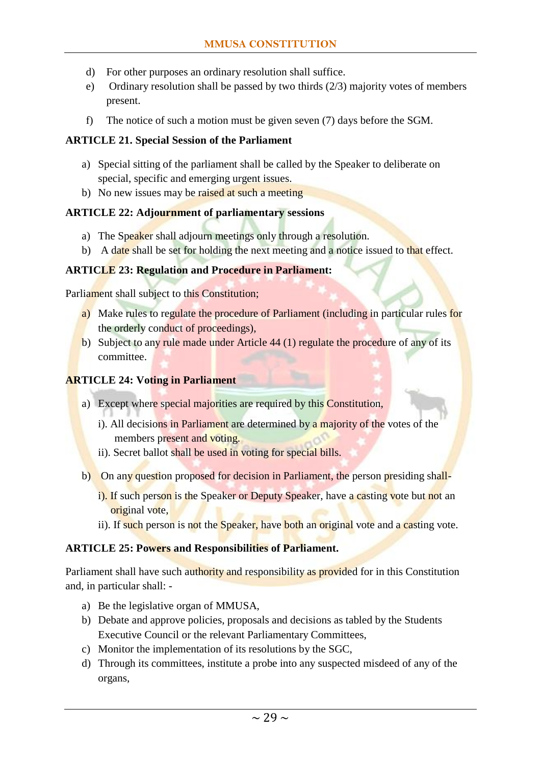d) For other purposes an ordinary resolution shall suffice.
e) Ordinary resolution shall be passed by two thirds (2/3) majority votes of members present.
f) The notice of such a motion must be given seven (7) days before the SGM.

**ARTICLE 21. Special Session of the Parliament**

a) Special sitting of the parliament shall be called by the Speaker to deliberate on special, specific and emerging urgent issues.
b) No new issues may be raised at such a meeting

**ARTICLE 22: Adjournment of parliamentary sessions**

a) The Speaker shall adjourn meetings only through a resolution.
b) A date shall be set for holding the next meeting and a notice issued to that effect.

**ARTICLE 23: Regulation and Procedure in Parliament:**

Parliament shall subject to this Constitution;

a) Make rules to regulate the procedure of Parliament (including in particular rules for the orderly conduct of proceedings),
b) Subject to any rule made under Article 44 (1) regulate the procedure of any of its committee.

**ARTICLE 24: Voting in Parliament**

a) Except where special majorities are required by this Constitution,
   i). All decisions in Parliament are determined by a majority of the votes of the members present and voting.
   ii). Secret ballot shall be used in voting for special bills.
b) On any question proposed for decision in Parliament, the person presiding shall-
   i). If such person is the Speaker or Deputy Speaker, have a casting vote but not an original vote,
   ii). If such person is not the Speaker, have both an original vote and a casting vote.

**ARTICLE 25: Powers and Responsibilities of Parliament.**

Parliament shall have such authority and responsibility as provided for in this Constitution and, in particular shall: -

a) Be the legislative organ of MMUSA,
b) Debate and approve policies, proposals and decisions as tabled by the Students Executive Council or the relevant Parliamentary Committees,
c) Monitor the implementation of its resolutions by the SGC,
d) Through its committees, institute a probe into any suspected misdeed of any of the organs,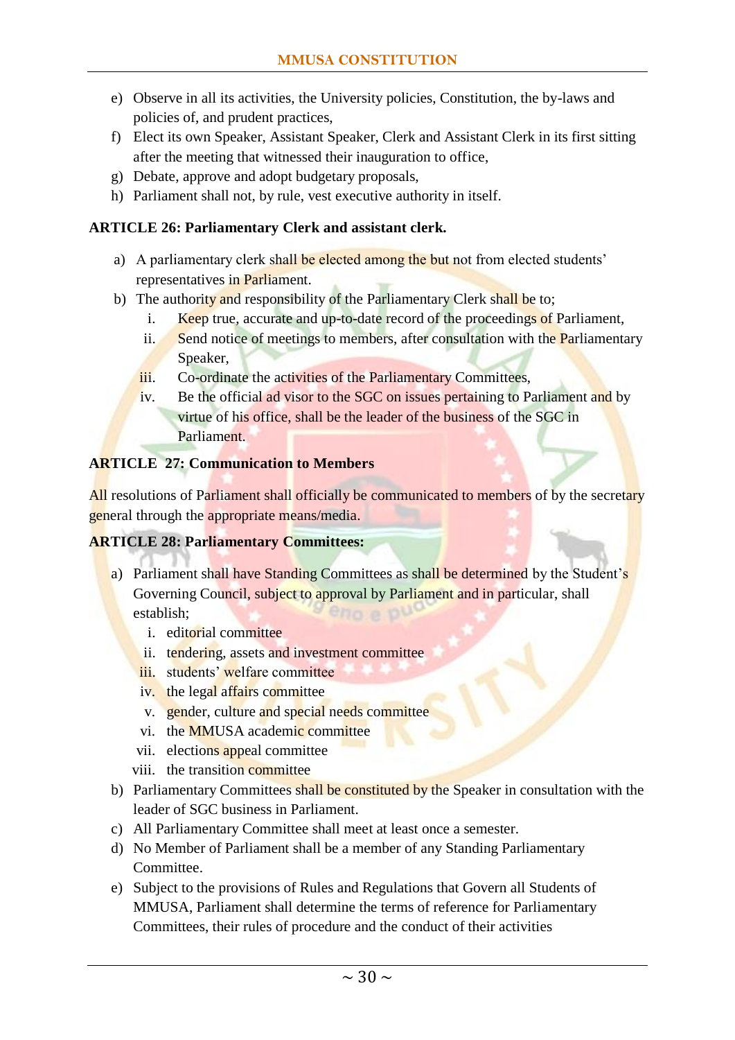e) Observe in all its activities, the University policies, Constitution, the by-laws and policies of, and prudent practices,
f) Elect its own Speaker, Assistant Speaker, Clerk and Assistant Clerk in its first sitting after the meeting that witnessed their inauguration to office,
g) Debate, approve and adopt budgetary proposals,
h) Parliament shall not, by rule, vest executive authority in itself.

**ARTICLE 26: Parliamentary Clerk and assistant clerk.**

a) A parliamentary clerk shall be elected among the but not from elected students' representatives in Parliament.
b) The authority and responsibility of the Parliamentary Clerk shall be to;
   i. Keep true, accurate and up-to-date record of the proceedings of Parliament,
   ii. Send notice of meetings to members, after consultation with the Parliamentary Speaker,
   iii. Co-ordinate the activities of the Parliamentary Committees,
   iv. Be the official ad visor to the SGC on issues pertaining to Parliament and by virtue of his office, shall be the leader of the business of the SGC in Parliament.

**ARTICLE 27: Communication to Members**

All resolutions of Parliament shall officially be communicated to members of by the secretary general through the appropriate means/media.

**ARTICLE 28: Parliamentary Committees:**

a) Parliament shall have Standing Committees as shall be determined by the Student's Governing Council, subject to approval by Parliament and in particular, shall establish;
   i. editorial committee
   ii. tendering, assets and investment committee
   iii. students' welfare committee
   iv. the legal affairs committee
   v. gender, culture and special needs committee
   vi. the MMUSA academic committee
   vii. elections appeal committee
   viii. the transition committee
b) Parliamentary Committees shall be constituted by the Speaker in consultation with the leader of SGC business in Parliament.
c) All Parliamentary Committee shall meet at least once a semester.
d) No Member of Parliament shall be a member of any Standing Parliamentary Committee.
e) Subject to the provisions of Rules and Regulations that Govern all Students of MMUSA, Parliament shall determine the terms of reference for Parliamentary Committees, their rules of procedure and the conduct of their activities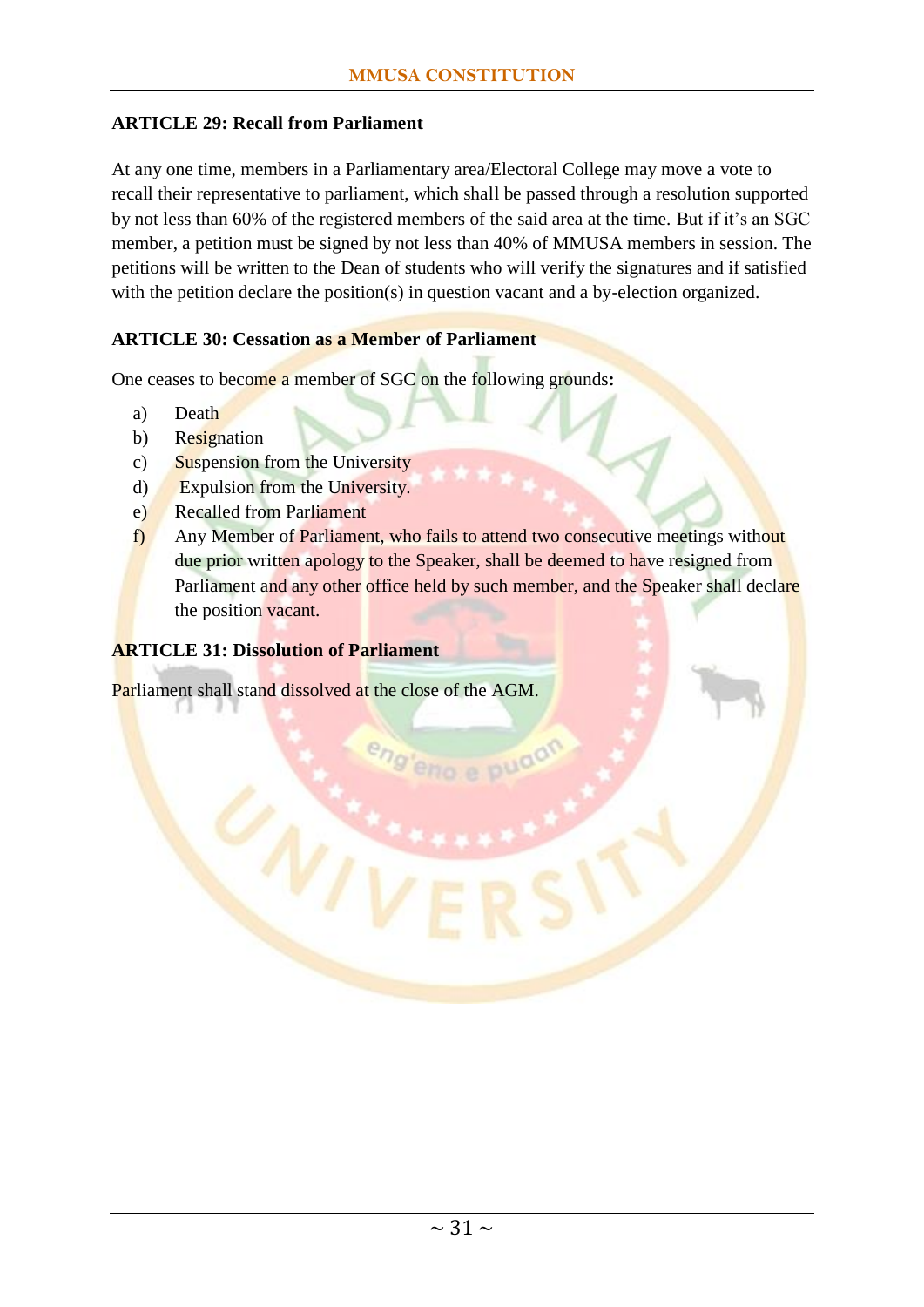### ARTICLE 29: Recall from Parliament

At any one time, members in a Parliamentary area/Electoral College may move a vote to recall their representative to parliament, which shall be passed through a resolution supported by not less than 60% of the registered members of the said area at the time. But if it's an SGC member, a petition must be signed by not less than 40% of MMUSA members in session. The petitions will be written to the Dean of students who will verify the signatures and if satisfied with the petition declare the position(s) in question vacant and a by-election organized.

### ARTICLE 30: Cessation as a Member of Parliament

One ceases to become a member of SGC on the following grounds**:**

a) Death
b) Resignation
c) Suspension from the University
d) Expulsion from the University.
e) Recalled from Parliament
f) Any Member of Parliament, who fails to attend two consecutive meetings without due prior written apology to the Speaker, shall be deemed to have resigned from Parliament and any other office held by such member, and the Speaker shall declare the position vacant.

### ARTICLE 31: Dissolution of Parliament

Parliament shall stand dissolved at the close of the AGM.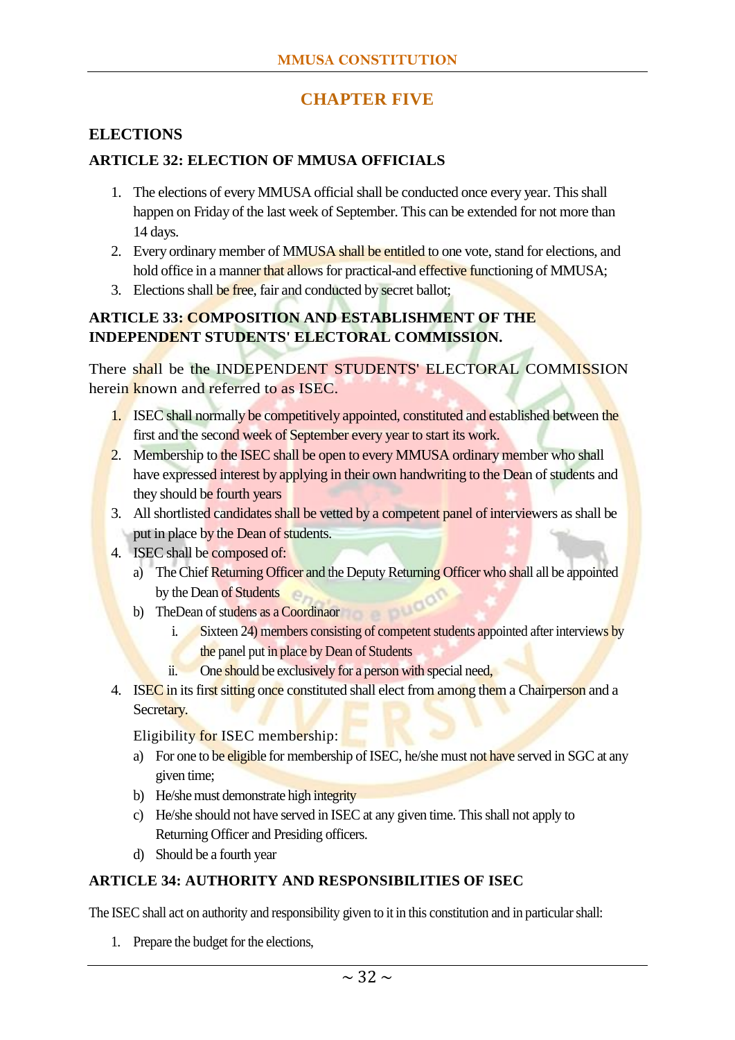# CHAPTER FIVE

## ELECTIONS

### ARTICLE 32: ELECTION OF MMUSA OFFICIALS

1. The elections of every MMUSA official shall be conducted once every year. This shall happen on Friday of the last week of September. This can be extended for not more than 14 days.
2. Every ordinary member of MMUSA shall be entitled to one vote, stand for elections, and hold office in a manner that allows for practical-and effective functioning of MMUSA;
3. Elections shall be free, fair and conducted by secret ballot;

### ARTICLE 33: COMPOSITION AND ESTABLISHMENT OF THE INDEPENDENT STUDENTS' ELECTORAL COMMISSION.

There shall be the INDEPENDENT STUDENTS' ELECTORAL COMMISSION herein known and referred to as ISEC.

1. ISEC shall normally be competitively appointed, constituted and established between the first and the second week of September every year to start its work.
2. Membership to the ISEC shall be open to every MMUSA ordinary member who shall have expressed interest by applying in their own handwriting to the Dean of students and they should be fourth years
3. All shortlisted candidates shall be vetted by a competent panel of interviewers as shall be put in place by the Dean of students.
4. ISEC shall be composed of:
   a) The Chief Returning Officer and the Deputy Returning Officer who shall all be appointed by the Dean of Students
   b) TheDean of studens as a Coordinaor
      i. Sixteen 24) members consisting of competent students appointed after interviews by the panel put in place by Dean of Students
      ii. One should be exclusively for a person with special need,
4. ISEC in its first sitting once constituted shall elect from among them a Chairperson and a Secretary.

   Eligibility for ISEC membership:

   a) For one to be eligible for membership of ISEC, he/she must not have served in SGC at any given time;
   b) He/she must demonstrate high integrity
   c) He/she should not have served in ISEC at any given time. This shall not apply to Returning Officer and Presiding officers.
   d) Should be a fourth year

### ARTICLE 34: AUTHORITY AND RESPONSIBILITIES OF ISEC

The ISEC shall act on authority and responsibility given to it in this constitution and in particular shall:

1. Prepare the budget for the elections,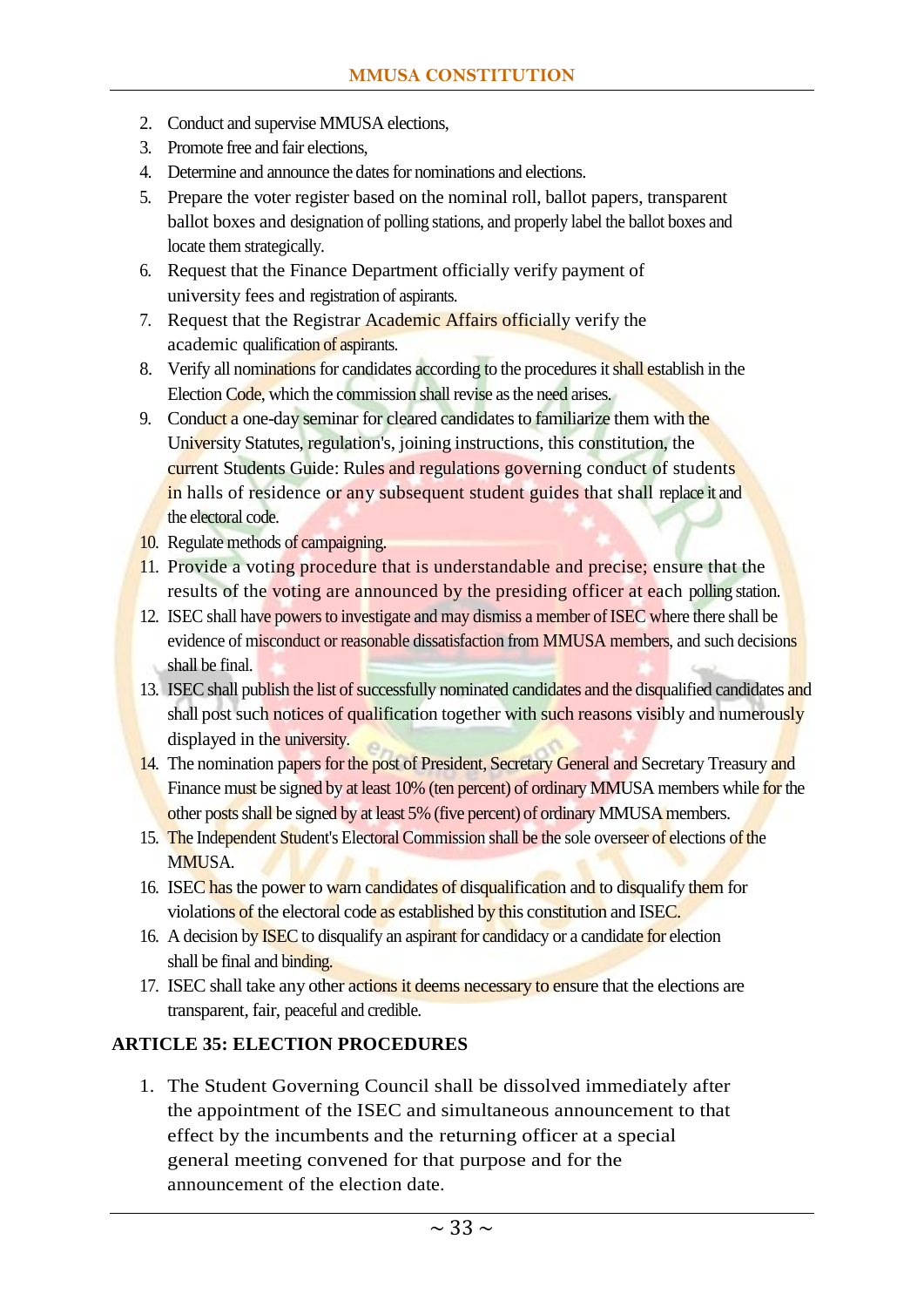2. Conduct and supervise MMUSA elections,
3. Promote free and fair elections,
4. Determine and announce the dates for nominations and elections.
5. Prepare the voter register based on the nominal roll, ballot papers, transparent ballot boxes and designation of polling stations, and properly label the ballot boxes and locate them strategically.
6. Request that the Finance Department officially verify payment of university fees and registration of aspirants.
7. Request that the Registrar Academic Affairs officially verify the academic qualification of aspirants.
8. Verify all nominations for candidates according to the procedures it shall establish in the Election Code, which the commission shall revise as the need arises.
9. Conduct a one-day seminar for cleared candidates to familiarize them with the University Statutes, regulation's, joining instructions, this constitution, the current Students Guide: Rules and regulations governing conduct of students in halls of residence or any subsequent student guides that shall replace it and the electoral code.
10. Regulate methods of campaigning.
11. Provide a voting procedure that is understandable and precise; ensure that the results of the voting are announced by the presiding officer at each polling station.
12. ISEC shall have powers to investigate and may dismiss a member of ISEC where there shall be evidence of misconduct or reasonable dissatisfaction from MMUSA members, and such decisions shall be final.
13. ISEC shall publish the list of successfully nominated candidates and the disqualified candidates and shall post such notices of qualification together with such reasons visibly and numerously displayed in the university.
14. The nomination papers for the post of President, Secretary General and Secretary Treasury and Finance must be signed by at least 10% (ten percent) of ordinary MMUSA members while for the other posts shall be signed by at least 5% (five percent) of ordinary MMUSA members.
15. The Independent Student's Electoral Commission shall be the sole overseer of elections of the MMUSA.
16. ISEC has the power to warn candidates of disqualification and to disqualify them for violations of the electoral code as established by this constitution and ISEC.
16. A decision by ISEC to disqualify an aspirant for candidacy or a candidate for election shall be final and binding.
17. ISEC shall take any other actions it deems necessary to ensure that the elections are transparent, fair, peaceful and credible.

## ARTICLE 35: ELECTION PROCEDURES

1. The Student Governing Council shall be dissolved immediately after the appointment of the ISEC and simultaneous announcement to that effect by the incumbents and the returning officer at a special general meeting convened for that purpose and for the announcement of the election date.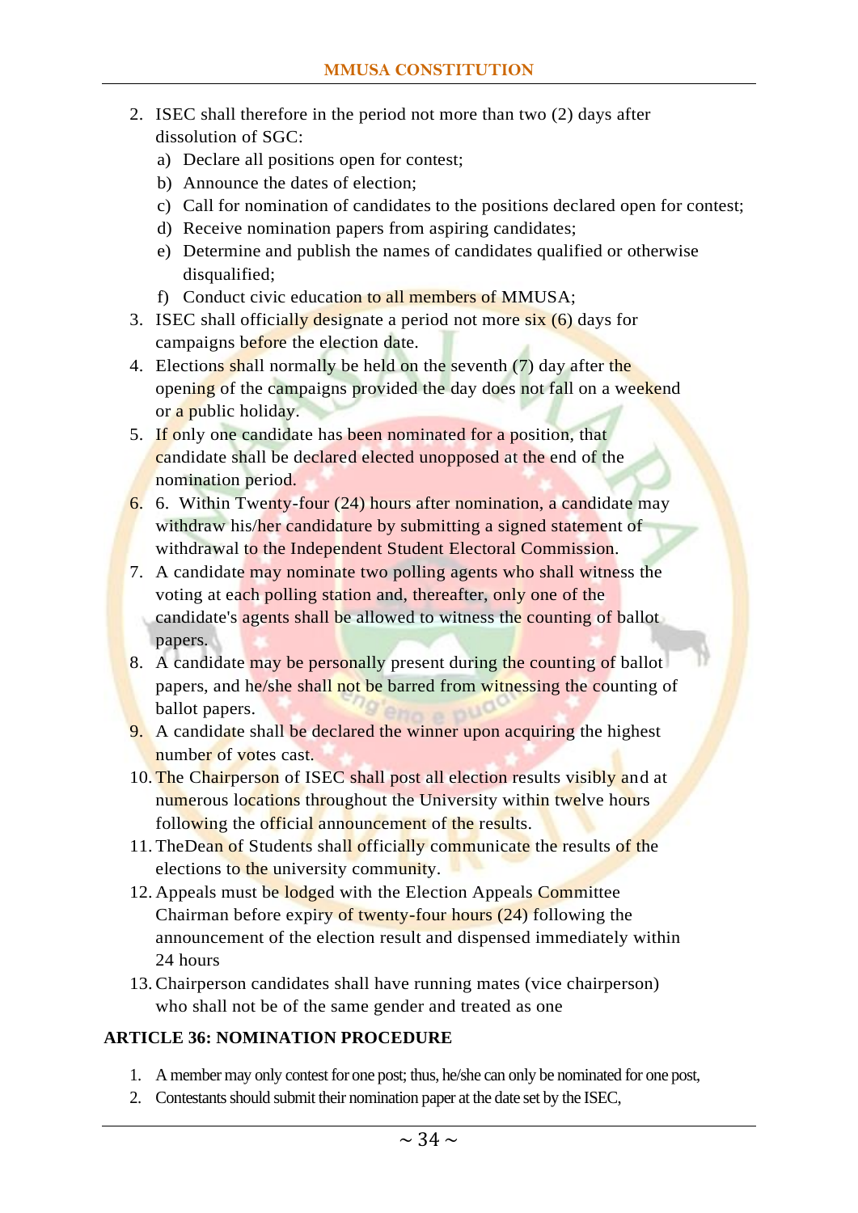2. ISEC shall therefore in the period not more than two (2) days after dissolution of SGC:
   a) Declare all positions open for contest;
   b) Announce the dates of election;
   c) Call for nomination of candidates to the positions declared open for contest;
   d) Receive nomination papers from aspiring candidates;
   e) Determine and publish the names of candidates qualified or otherwise disqualified;
   f) Conduct civic education to all members of MMUSA;
3. ISEC shall officially designate a period not more six (6) days for campaigns before the election date.
4. Elections shall normally be held on the seventh (7) day after the opening of the campaigns provided the day does not fall on a weekend or a public holiday.
5. If only one candidate has been nominated for a position, that candidate shall be declared elected unopposed at the end of the nomination period.
6. 6. Within Twenty-four (24) hours after nomination, a candidate may withdraw his/her candidature by submitting a signed statement of withdrawal to the Independent Student Electoral Commission.
7. A candidate may nominate two polling agents who shall witness the voting at each polling station and, thereafter, only one of the candidate's agents shall be allowed to witness the counting of ballot papers.
8. A candidate may be personally present during the counting of ballot papers, and he/she shall not be barred from witnessing the counting of ballot papers.
9. A candidate shall be declared the winner upon acquiring the highest number of votes cast.
10. The Chairperson of ISEC shall post all election results visibly and at numerous locations throughout the University within twelve hours following the official announcement of the results.
11. TheDean of Students shall officially communicate the results of the elections to the university community.
12. Appeals must be lodged with the Election Appeals Committee Chairman before expiry of twenty-four hours (24) following the announcement of the election result and dispensed immediately within 24 hours
13. Chairperson candidates shall have running mates (vice chairperson) who shall not be of the same gender and treated as one

## ARTICLE 36: NOMINATION PROCEDURE

1. A member may only contest for one post; thus, he/she can only be nominated for one post,
2. Contestants should submit their nomination paper at the date set by the ISEC,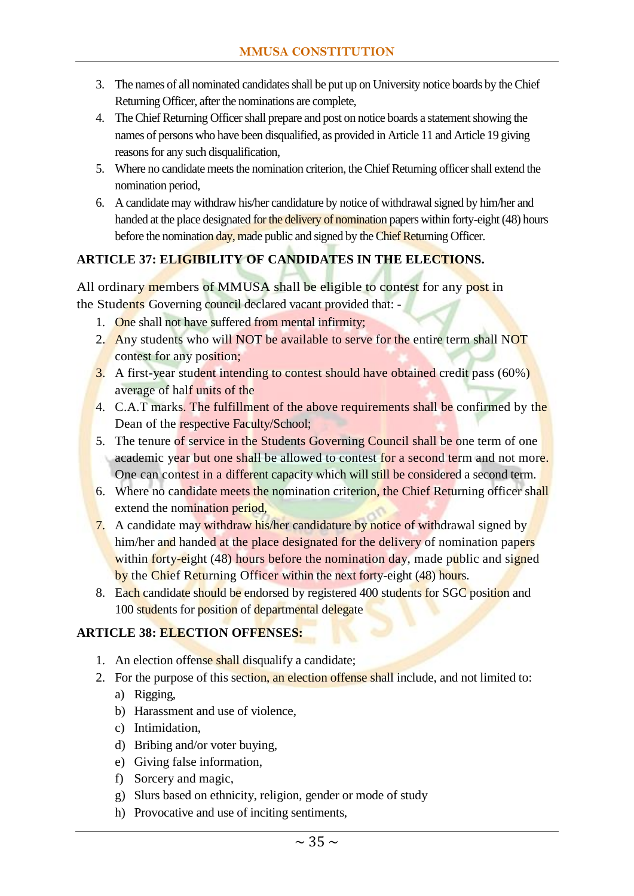3. The names of all nominated candidates shall be put up on University notice boards by the Chief Returning Officer, after the nominations are complete,
4. The Chief Returning Officer shall prepare and post on notice boards a statement showing the names of persons who have been disqualified, as provided in Article 11 and Article 19 giving reasons for any such disqualification,
5. Where no candidate meets the nomination criterion, the Chief Returning officer shall extend the nomination period,
6. A candidate may withdraw his/her candidature by notice of withdrawal signed by him/her and handed at the place designated for the delivery of nomination papers within forty-eight (48) hours before the nomination day, made public and signed by the Chief Returning Officer.

**ARTICLE 37: ELIGIBILITY OF CANDIDATES IN THE ELECTIONS.**

All ordinary members of MMUSA shall be eligible to contest for any post in the Students Governing council declared vacant provided that: -

1. One shall not have suffered from mental infirmity;
2. Any students who will NOT be available to serve for the entire term shall NOT contest for any position;
3. A first-year student intending to contest should have obtained credit pass (60%) average of half units of the
4. C.A.T marks. The fulfillment of the above requirements shall be confirmed by the Dean of the respective Faculty/School;
5. The tenure of service in the Students Governing Council shall be one term of one academic year but one shall be allowed to contest for a second term and not more. One can contest in a different capacity which will still be considered a second term.
6. Where no candidate meets the nomination criterion, the Chief Returning officer shall extend the nomination period,
7. A candidate may withdraw his/her candidature by notice of withdrawal signed by him/her and handed at the place designated for the delivery of nomination papers within forty-eight (48) hours before the nomination day, made public and signed by the Chief Returning Officer within the next forty-eight (48) hours.
8. Each candidate should be endorsed by registered 400 students for SGC position and 100 students for position of departmental delegate

**ARTICLE 38: ELECTION OFFENSES:**

1. An election offense shall disqualify a candidate;
2. For the purpose of this section, an election offense shall include, and not limited to:
   a) Rigging,
   b) Harassment and use of violence,
   c) Intimidation,
   d) Bribing and/or voter buying,
   e) Giving false information,
   f) Sorcery and magic,
   g) Slurs based on ethnicity, religion, gender or mode of study
   h) Provocative and use of inciting sentiments,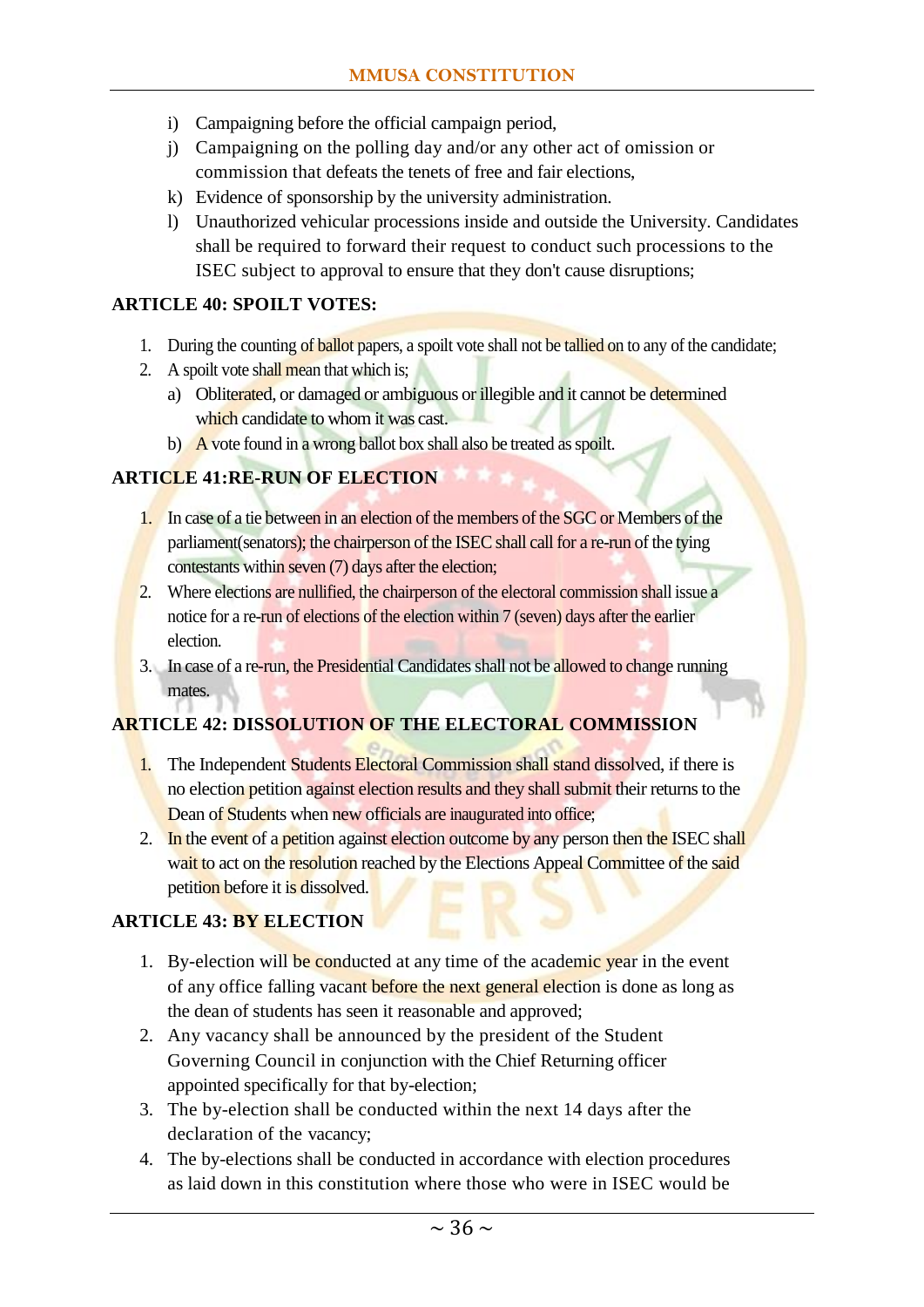i) Campaigning before the official campaign period,
j) Campaigning on the polling day and/or any other act of omission or commission that defeats the tenets of free and fair elections,
k) Evidence of sponsorship by the university administration.
l) Unauthorized vehicular processions inside and outside the University. Candidates shall be required to forward their request to conduct such processions to the ISEC subject to approval to ensure that they don't cause disruptions;

## ARTICLE 40: SPOILT VOTES:

1. During the counting of ballot papers, a spoilt vote shall not be tallied on to any of the candidate;
2. A spoilt vote shall mean that which is;
   a) Obliterated, or damaged or ambiguous or illegible and it cannot be determined which candidate to whom it was cast.
   b) A vote found in a wrong ballot box shall also be treated as spoilt.

## ARTICLE 41:RE-RUN OF ELECTION

1. In case of a tie between in an election of the members of the SGC or Members of the parliament(senators); the chairperson of the ISEC shall call for a re-run of the tying contestants within seven (7) days after the election;
2. Where elections are nullified, the chairperson of the electoral commission shall issue a notice for a re-run of elections of the election within 7 (seven) days after the earlier election.
3. In case of a re-run, the Presidential Candidates shall not be allowed to change running mates.

## ARTICLE 42: DISSOLUTION OF THE ELECTORAL COMMISSION

1. The Independent Students Electoral Commission shall stand dissolved, if there is no election petition against election results and they shall submit their returns to the Dean of Students when new officials are inaugurated into office;
2. In the event of a petition against election outcome by any person then the ISEC shall wait to act on the resolution reached by the Elections Appeal Committee of the said petition before it is dissolved.

## ARTICLE 43: BY ELECTION

1. By-election will be conducted at any time of the academic year in the event of any office falling vacant before the next general election is done as long as the dean of students has seen it reasonable and approved;
2. Any vacancy shall be announced by the president of the Student Governing Council in conjunction with the Chief Returning officer appointed specifically for that by-election;
3. The by-election shall be conducted within the next 14 days after the declaration of the vacancy;
4. The by-elections shall be conducted in accordance with election procedures as laid down in this constitution where those who were in ISEC would be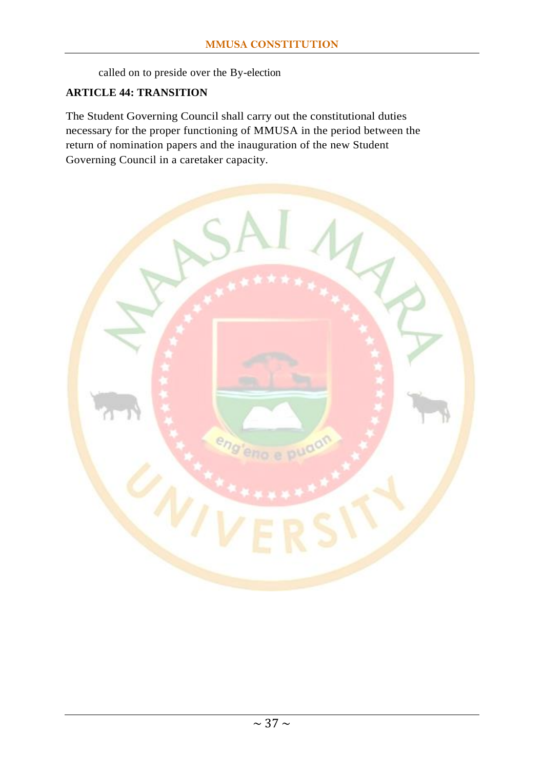called on to preside over the By-election

**ARTICLE 44: TRANSITION**

The Student Governing Council shall carry out the constitutional duties necessary for the proper functioning of MMUSA in the period between the return of nomination papers and the inauguration of the new Student Governing Council in a caretaker capacity.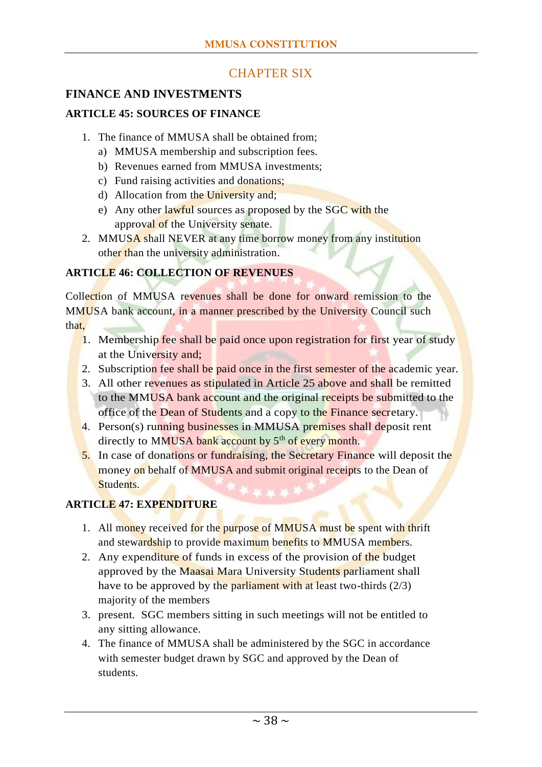## CHAPTER SIX

### FINANCE AND INVESTMENTS

#### ARTICLE 45: SOURCES OF FINANCE

1. The finance of MMUSA shall be obtained from;
   a) MMUSA membership and subscription fees.
   b) Revenues earned from MMUSA investments;
   c) Fund raising activities and donations;
   d) Allocation from the University and;
   e) Any other lawful sources as proposed by the SGC with the approval of the University senate.
2. MMUSA shall NEVER at any time borrow money from any institution other than the university administration.

#### ARTICLE 46: COLLECTION OF REVENUES

Collection of MMUSA revenues shall be done for onward remission to the MMUSA bank account, in a manner prescribed by the University Council such that,

1. Membership fee shall be paid once upon registration for first year of study at the University and;
2. Subscription fee shall be paid once in the first semester of the academic year.
3. All other revenues as stipulated in Article 25 above and shall be remitted to the MMUSA bank account and the original receipts be submitted to the office of the Dean of Students and a copy to the Finance secretary.
4. Person(s) running businesses in MMUSA premises shall deposit rent directly to MMUSA bank account by 5th of every month.
5. In case of donations or fundraising, the Secretary Finance will deposit the money on behalf of MMUSA and submit original receipts to the Dean of Students.

#### ARTICLE 47: EXPENDITURE

1. All money received for the purpose of MMUSA must be spent with thrift and stewardship to provide maximum benefits to MMUSA members.
2. Any expenditure of funds in excess of the provision of the budget approved by the Maasai Mara University Students parliament shall have to be approved by the parliament with at least two-thirds (2/3) majority of the members
3. present. SGC members sitting in such meetings will not be entitled to any sitting allowance.
4. The finance of MMUSA shall be administered by the SGC in accordance with semester budget drawn by SGC and approved by the Dean of students.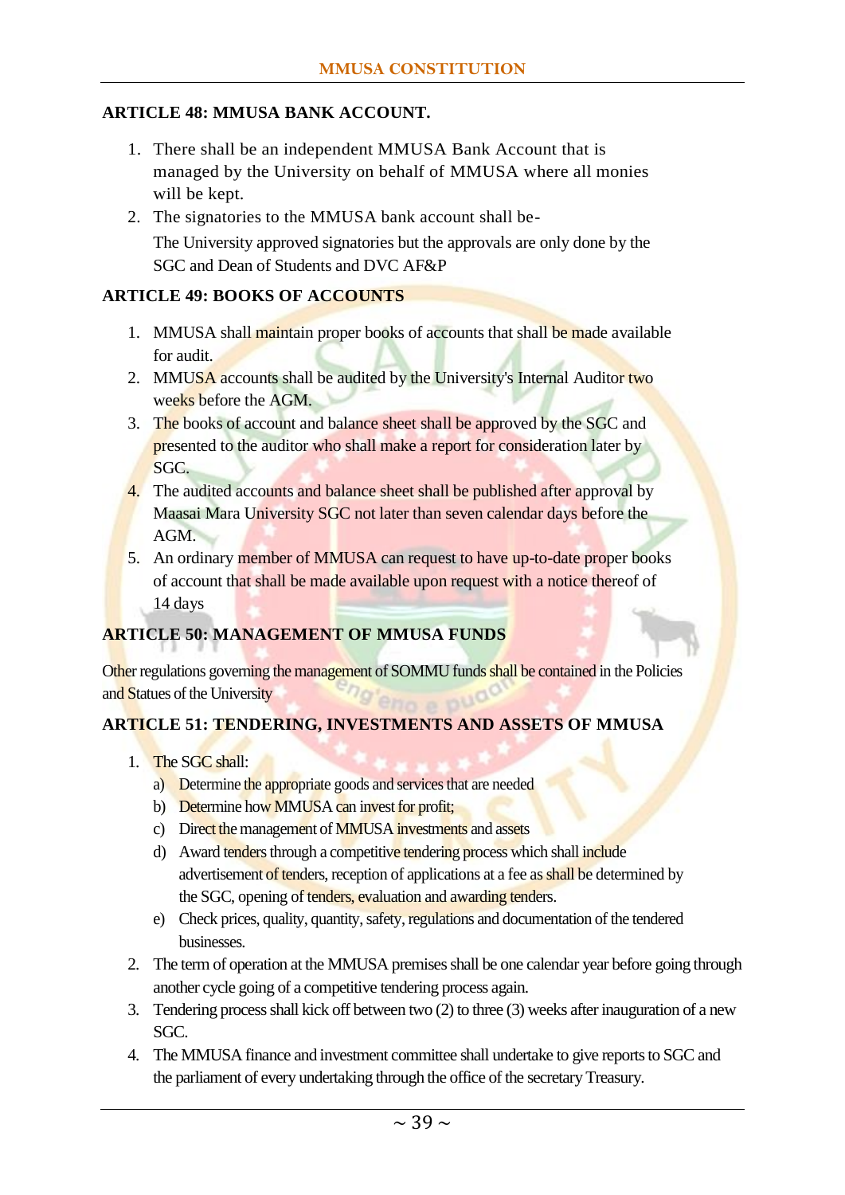### ARTICLE 48: MMUSA BANK ACCOUNT.

1. There shall be an independent MMUSA Bank Account that is managed by the University on behalf of MMUSA where all monies will be kept.
2. The signatories to the MMUSA bank account shall be-

   The University approved signatories but the approvals are only done by the SGC and Dean of Students and DVC AF&P

### ARTICLE 49: BOOKS OF ACCOUNTS

1. MMUSA shall maintain proper books of accounts that shall be made available for audit.
2. MMUSA accounts shall be audited by the University's Internal Auditor two weeks before the AGM.
3. The books of account and balance sheet shall be approved by the SGC and presented to the auditor who shall make a report for consideration later by SGC.
4. The audited accounts and balance sheet shall be published after approval by Maasai Mara University SGC not later than seven calendar days before the AGM.
5. An ordinary member of MMUSA can request to have up-to-date proper books of account that shall be made available upon request with a notice thereof of 14 days

### ARTICLE 50: MANAGEMENT OF MMUSA FUNDS

Other regulations governing the management of SOMMU funds shall be contained in the Policies and Statues of the University

### ARTICLE 51: TENDERING, INVESTMENTS AND ASSETS OF MMUSA

1. The SGC shall:
   a) Determine the appropriate goods and services that are needed
   b) Determine how MMUSA can invest for profit;
   c) Direct the management of MMUSA investments and assets
   d) Award tenders through a competitive tendering process which shall include advertisement of tenders, reception of applications at a fee as shall be determined by the SGC, opening of tenders, evaluation and awarding tenders.
   e) Check prices, quality, quantity, safety, regulations and documentation of the tendered businesses.
2. The term of operation at the MMUSA premises shall be one calendar year before going through another cycle going of a competitive tendering process again.
3. Tendering process shall kick off between two (2) to three (3) weeks after inauguration of a new SGC.
4. The MMUSA finance and investment committee shall undertake to give reports to SGC and the parliament of every undertaking through the office of the secretary Treasury.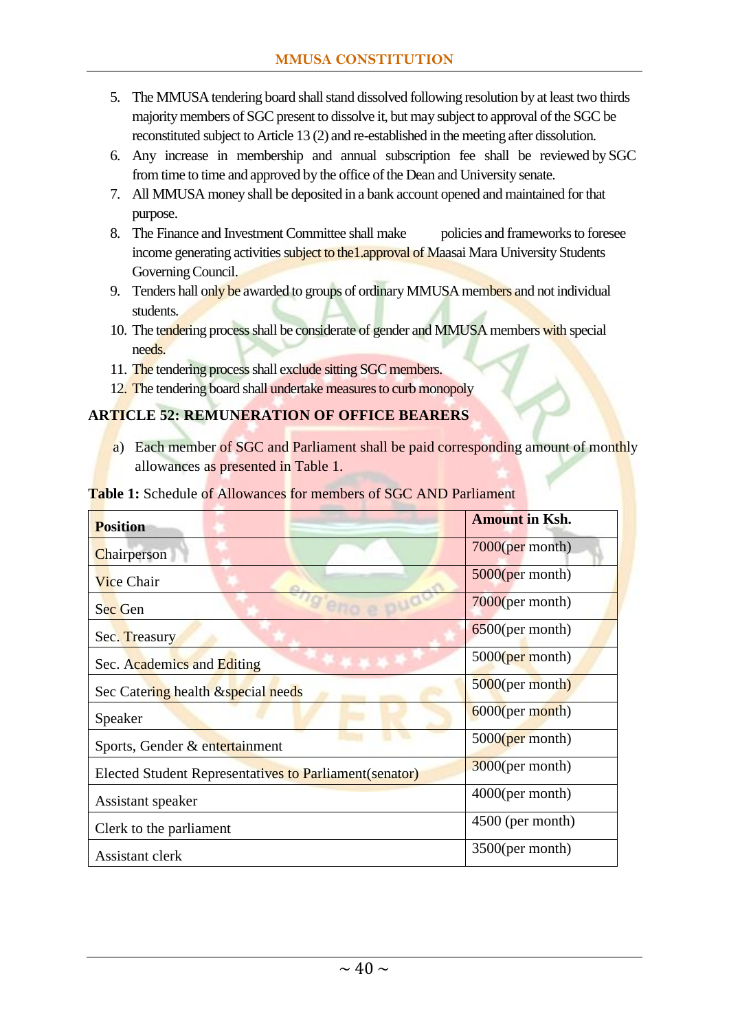5. The MMUSA tendering board shall stand dissolved following resolution by at least two thirds majority members of SGC present to dissolve it, but may subject to approval of the SGC be reconstituted subject to Article 13 (2) and re-established in the meeting after dissolution.
6. Any increase in membership and annual subscription fee shall be reviewed by SGC from time to time and approved by the office of the Dean and University senate.
7. All MMUSA money shall be deposited in a bank account opened and maintained for that purpose.
8. The Finance and Investment Committee shall make policies and frameworks to foresee income generating activities subject to the1.approval of Maasai Mara University Students Governing Council.
9. Tenders hall only be awarded to groups of ordinary MMUSA members and not individual students.
10. The tendering process shall be considerate of gender and MMUSA members with special needs.
11. The tendering process shall exclude sitting SGC members.
12. The tendering board shall undertake measures to curb monopoly

## ARTICLE 52: REMUNERATION OF OFFICE BEARERS

a) Each member of SGC and Parliament shall be paid corresponding amount of monthly allowances as presented in Table 1.

**Table 1:** Schedule of Allowances for members of SGC AND Parliament

| **Position** | **Amount in Ksh.** |
|---|---|
| Chairperson | 7000(per month) |
| Vice Chair | 5000(per month) |
| Sec Gen | 7000(per month) |
| Sec. Treasury | 6500(per month) |
| Sec. Academics and Editing | 5000(per month) |
| Sec Catering health &special needs | 5000(per month) |
| Speaker | 6000(per month) |
| Sports, Gender & entertainment | 5000(per month) |
| Elected Student Representatives to Parliament(senator) | 3000(per month) |
| Assistant speaker | 4000(per month) |
| Clerk to the parliament | 4500 (per month) |
| Assistant clerk | 3500(per month) |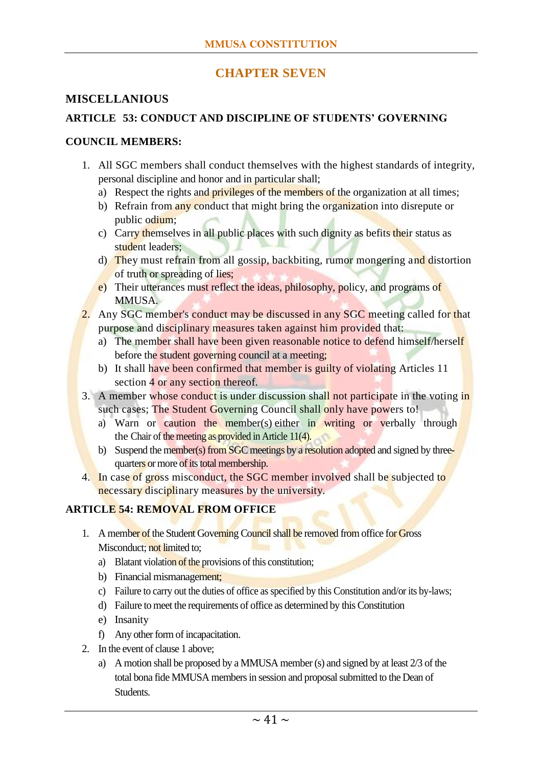# CHAPTER SEVEN

## MISCELLANIOUS

### ARTICLE 53: CONDUCT AND DISCIPLINE OF STUDENTS' GOVERNING COUNCIL MEMBERS:

1. All SGC members shall conduct themselves with the highest standards of integrity, personal discipline and honor and in particular shall;
   a) Respect the rights and privileges of the members of the organization at all times;
   b) Refrain from any conduct that might bring the organization into disrepute or public odium;
   c) Carry themselves in all public places with such dignity as befits their status as student leaders;
   d) They must refrain from all gossip, backbiting, rumor mongering and distortion of truth or spreading of lies;
   e) Their utterances must reflect the ideas, philosophy, policy, and programs of MMUSA.
2. Any SGC member's conduct may be discussed in any SGC meeting called for that purpose and disciplinary measures taken against him provided that:
   a) The member shall have been given reasonable notice to defend himself/herself before the student governing council at a meeting;
   b) It shall have been confirmed that member is guilty of violating Articles 11 section 4 or any section thereof.
3. A member whose conduct is under discussion shall not participate in the voting in such cases; The Student Governing Council shall only have powers to!
   a) Warn or caution the member(s) either in writing or verbally through the Chair of the meeting as provided in Article 11(4).
   b) Suspend the member(s) from SGC meetings by a resolution adopted and signed by three-quarters or more of its total membership.
4. In case of gross misconduct, the SGC member involved shall be subjected to necessary disciplinary measures by the university.

### ARTICLE 54: REMOVAL FROM OFFICE

1. A member of the Student Governing Council shall be removed from office for Gross Misconduct; not limited to;
   a) Blatant violation of the provisions of this constitution;
   b) Financial mismanagement;
   c) Failure to carry out the duties of office as specified by this Constitution and/or its by-laws;
   d) Failure to meet the requirements of office as determined by this Constitution
   e) Insanity
   f) Any other form of incapacitation.
2. In the event of clause 1 above;
   a) A motion shall be proposed by a MMUSA member (s) and signed by at least 2/3 of the total bona fide MMUSA members in session and proposal submitted to the Dean of Students.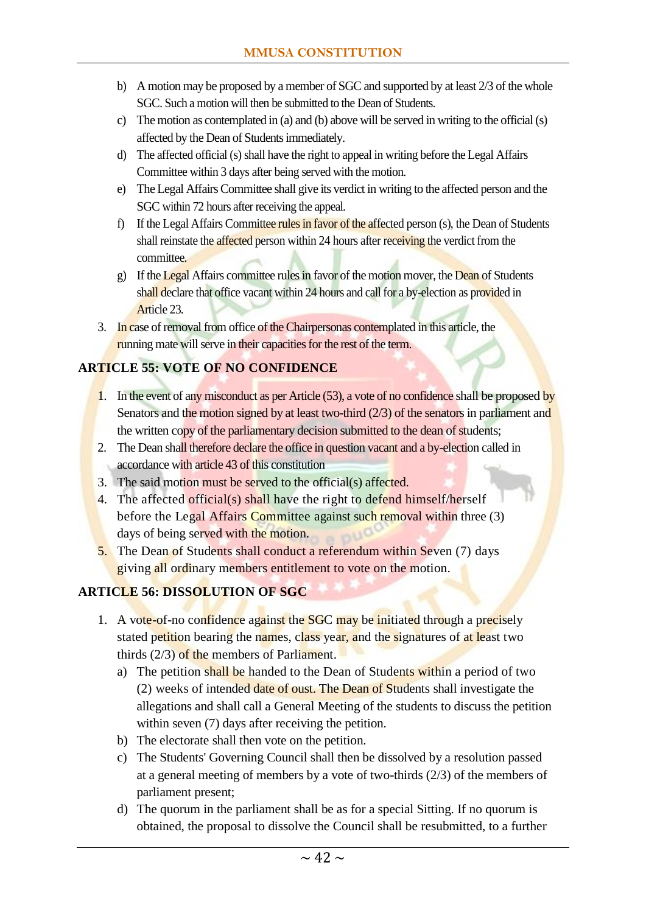b) A motion may be proposed by a member of SGC and supported by at least 2/3 of the whole SGC. Such a motion will then be submitted to the Dean of Students.

c) The motion as contemplated in (a) and (b) above will be served in writing to the official (s) affected by the Dean of Students immediately.

d) The affected official (s) shall have the right to appeal in writing before the Legal Affairs Committee within 3 days after being served with the motion.

e) The Legal Affairs Committee shall give its verdict in writing to the affected person and the SGC within 72 hours after receiving the appeal.

f) If the Legal Affairs Committee rules in favor of the affected person (s), the Dean of Students shall reinstate the affected person within 24 hours after receiving the verdict from the committee.

g) If the Legal Affairs committee rules in favor of the motion mover, the Dean of Students shall declare that office vacant within 24 hours and call for a by-election as provided in Article 23.

3. In case of removal from office of the Chairpersonas contemplated in this article, the running mate will serve in their capacities for the rest of the term.

## ARTICLE 55: VOTE OF NO CONFIDENCE

1. In the event of any misconduct as per Article (53), a vote of no confidence shall be proposed by Senators and the motion signed by at least two-third (2/3) of the senators in parliament and the written copy of the parliamentary decision submitted to the dean of students;
2. The Dean shall therefore declare the office in question vacant and a by-election called in accordance with article 43 of this constitution
3. The said motion must be served to the official(s) affected.
4. The affected official(s) shall have the right to defend himself/herself before the Legal Affairs Committee against such removal within three (3) days of being served with the motion.
5. The Dean of Students shall conduct a referendum within Seven (7) days giving all ordinary members entitlement to vote on the motion.

## ARTICLE 56: DISSOLUTION OF SGC

1. A vote-of-no confidence against the SGC may be initiated through a precisely stated petition bearing the names, class year, and the signatures of at least two thirds (2/3) of the members of Parliament.
   a) The petition shall be handed to the Dean of Students within a period of two (2) weeks of intended date of oust. The Dean of Students shall investigate the allegations and shall call a General Meeting of the students to discuss the petition within seven (7) days after receiving the petition.
   b) The electorate shall then vote on the petition.
   c) The Students' Governing Council shall then be dissolved by a resolution passed at a general meeting of members by a vote of two-thirds (2/3) of the members of parliament present;
   d) The quorum in the parliament shall be as for a special Sitting. If no quorum is obtained, the proposal to dissolve the Council shall be resubmitted, to a further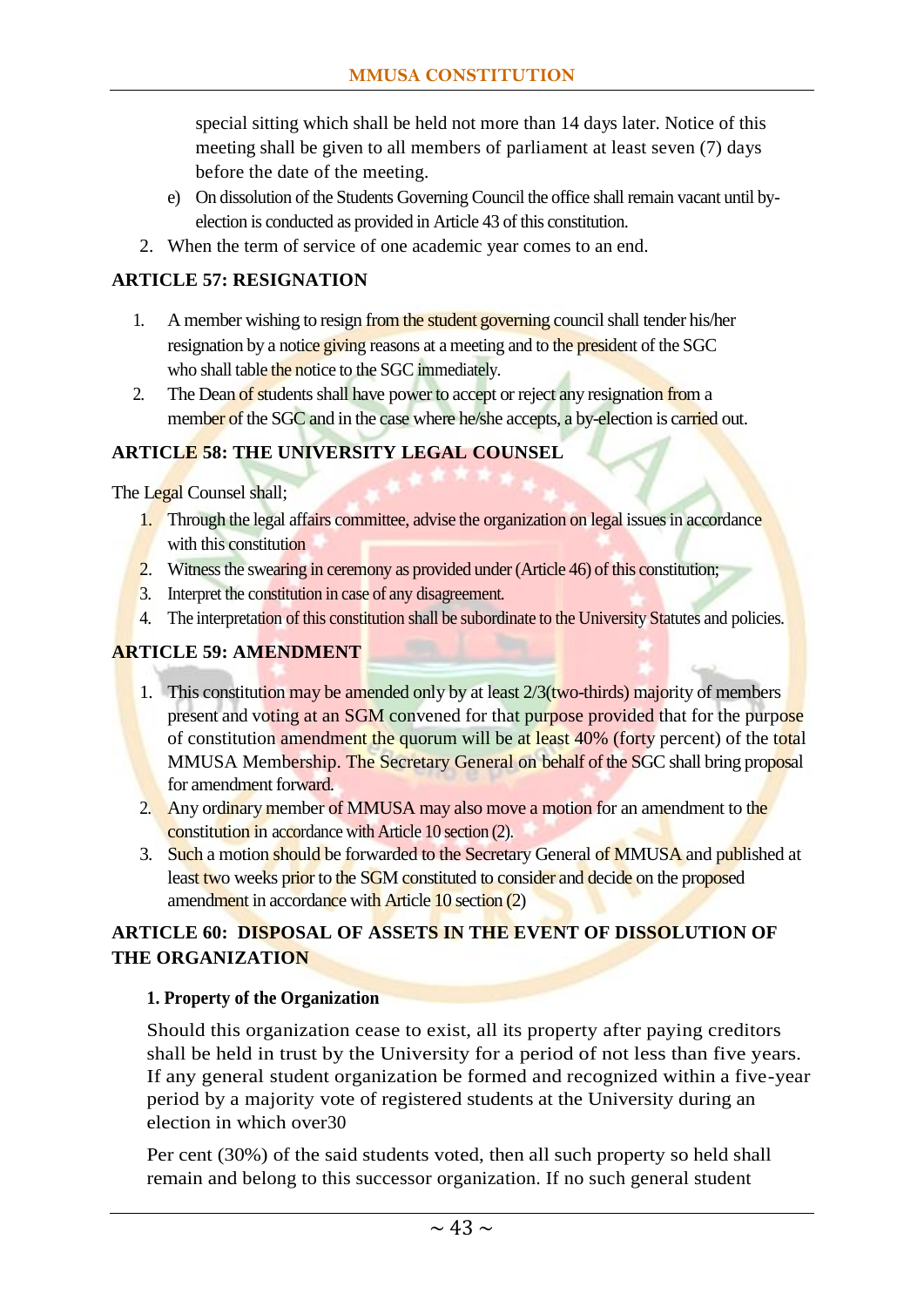special sitting which shall be held not more than 14 days later. Notice of this meeting shall be given to all members of parliament at least seven (7) days before the date of the meeting.

e) On dissolution of the Students Governing Council the office shall remain vacant until by-election is conducted as provided in Article 43 of this constitution.

2. When the term of service of one academic year comes to an end.

## ARTICLE 57: RESIGNATION

1. A member wishing to resign from the student governing council shall tender his/her resignation by a notice giving reasons at a meeting and to the president of the SGC who shall table the notice to the SGC immediately.
2. The Dean of students shall have power to accept or reject any resignation from a member of the SGC and in the case where he/she accepts, a by-election is carried out.

## ARTICLE 58: THE UNIVERSITY LEGAL COUNSEL

The Legal Counsel shall;

1. Through the legal affairs committee, advise the organization on legal issues in accordance with this constitution
2. Witness the swearing in ceremony as provided under (Article 46) of this constitution;
3. Interpret the constitution in case of any disagreement.
4. The interpretation of this constitution shall be subordinate to the University Statutes and policies.

## ARTICLE 59: AMENDMENT

1. This constitution may be amended only by at least 2/3(two-thirds) majority of members present and voting at an SGM convened for that purpose provided that for the purpose of constitution amendment the quorum will be at least 40% (forty percent) of the total MMUSA Membership. The Secretary General on behalf of the SGC shall bring proposal for amendment forward.
2. Any ordinary member of MMUSA may also move a motion for an amendment to the constitution in accordance with Article 10 section (2).
3. Such a motion should be forwarded to the Secretary General of MMUSA and published at least two weeks prior to the SGM constituted to consider and decide on the proposed amendment in accordance with Article 10 section (2)

## ARTICLE 60: DISPOSAL OF ASSETS IN THE EVENT OF DISSOLUTION OF THE ORGANIZATION

**1. Property of the Organization**

Should this organization cease to exist, all its property after paying creditors shall be held in trust by the University for a period of not less than five years. If any general student organization be formed and recognized within a five-year period by a majority vote of registered students at the University during an election in which over30

Per cent (30%) of the said students voted, then all such property so held shall remain and belong to this successor organization. If no such general student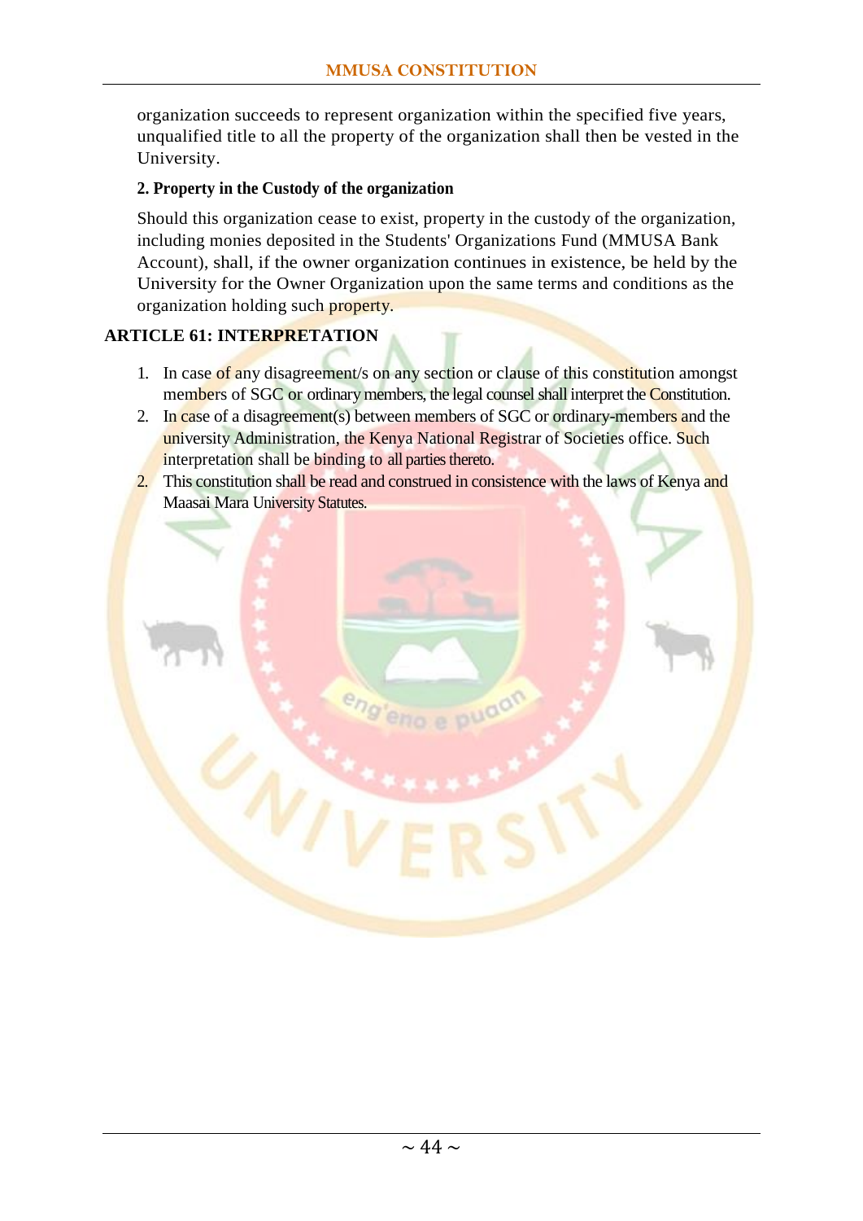organization succeeds to represent organization within the specified five years, unqualified title to all the property of the organization shall then be vested in the University.

**2. Property in the Custody of the organization**

Should this organization cease to exist, property in the custody of the organization, including monies deposited in the Students' Organizations Fund (MMUSA Bank Account), shall, if the owner organization continues in existence, be held by the University for the Owner Organization upon the same terms and conditions as the organization holding such property.

## ARTICLE 61: INTERPRETATION

1. In case of any disagreement/s on any section or clause of this constitution amongst members of SGC or ordinary members, the legal counsel shall interpret the Constitution.
2. In case of a disagreement(s) between members of SGC or ordinary-members and the university Administration, the Kenya National Registrar of Societies office. Such interpretation shall be binding to all parties thereto.
2. This constitution shall be read and construed in consistence with the laws of Kenya and Maasai Mara University Statutes.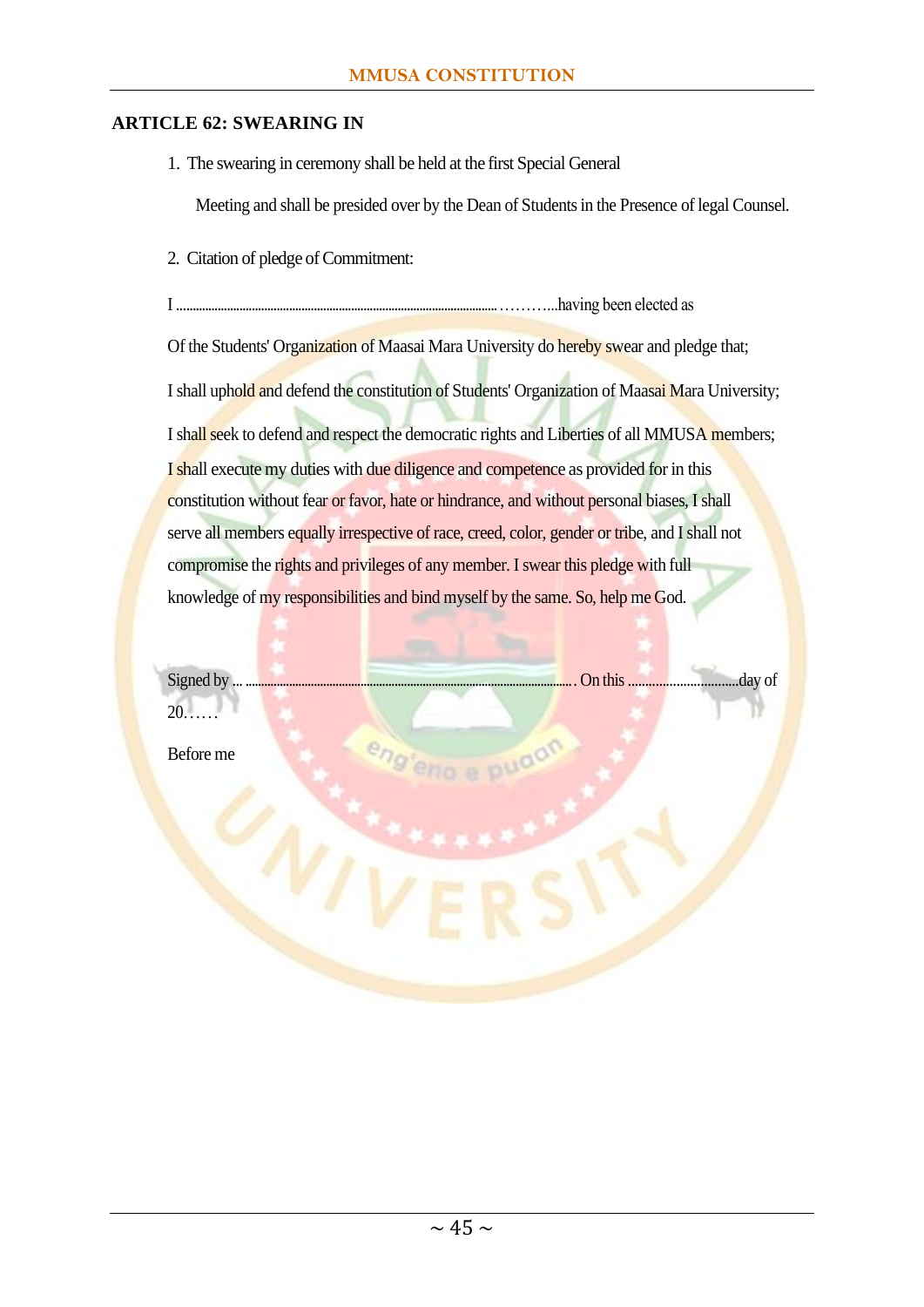## ARTICLE 62: SWEARING IN

1. The swearing in ceremony shall be held at the first Special General

   Meeting and shall be presided over by the Dean of Students in the Presence of legal Counsel.

2. Citation of pledge of Commitment:

I ............................................................................................………...having been elected as

Of the Students' Organization of Maasai Mara University do hereby swear and pledge that;

I shall uphold and defend the constitution of Students' Organization of Maasai Mara University;

I shall seek to defend and respect the democratic rights and Liberties of all MMUSA members; I shall execute my duties with due diligence and competence as provided for in this constitution without fear or favor, hate or hindrance, and without personal biases, I shall serve all members equally irrespective of race, creed, color, gender or tribe, and I shall not compromise the rights and privileges of any member. I swear this pledge with full knowledge of my responsibilities and bind myself by the same. So, help me God.

Signed by ... .................................................................................................. On this .................................day of 20……

Before me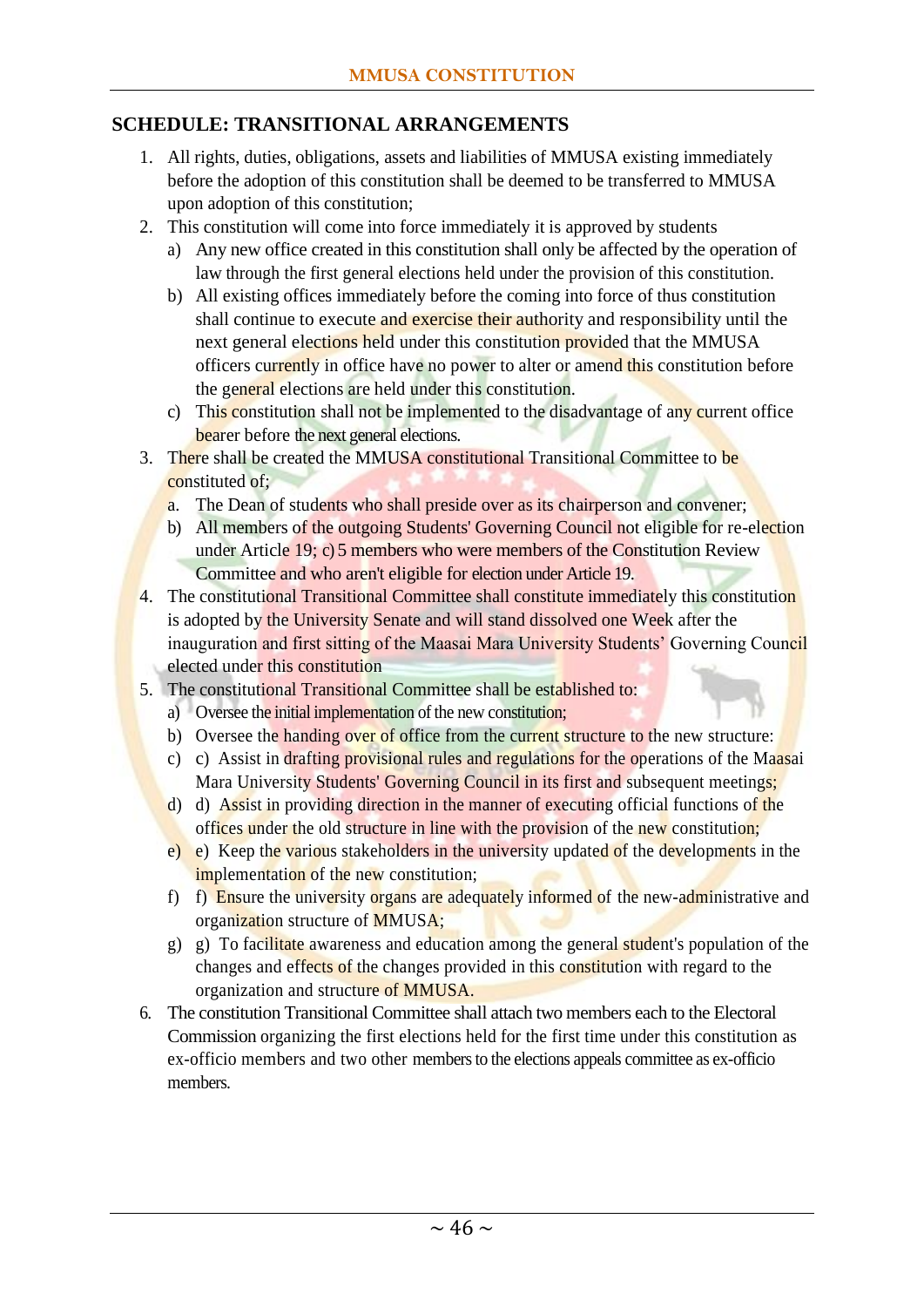## SCHEDULE: TRANSITIONAL ARRANGEMENTS

1. All rights, duties, obligations, assets and liabilities of MMUSA existing immediately before the adoption of this constitution shall be deemed to be transferred to MMUSA upon adoption of this constitution;
2. This constitution will come into force immediately it is approved by students
   a) Any new office created in this constitution shall only be affected by the operation of law through the first general elections held under the provision of this constitution.
   b) All existing offices immediately before the coming into force of thus constitution shall continue to execute and exercise their authority and responsibility until the next general elections held under this constitution provided that the MMUSA officers currently in office have no power to alter or amend this constitution before the general elections are held under this constitution.
   c) This constitution shall not be implemented to the disadvantage of any current office bearer before the next general elections.
3. There shall be created the MMUSA constitutional Transitional Committee to be constituted of;
   a. The Dean of students who shall preside over as its chairperson and convener;
   b) All members of the outgoing Students' Governing Council not eligible for re-election under Article 19; c) 5 members who were members of the Constitution Review Committee and who aren't eligible for election under Article 19.
4. The constitutional Transitional Committee shall constitute immediately this constitution is adopted by the University Senate and will stand dissolved one Week after the inauguration and first sitting of the Maasai Mara University Students' Governing Council elected under this constitution
5. The constitutional Transitional Committee shall be established to:
   a) Oversee the initial implementation of the new constitution;
   b) Oversee the handing over of office from the current structure to the new structure:
   c) c) Assist in drafting provisional rules and regulations for the operations of the Maasai Mara University Students' Governing Council in its first and subsequent meetings;
   d) d) Assist in providing direction in the manner of executing official functions of the offices under the old structure in line with the provision of the new constitution;
   e) e) Keep the various stakeholders in the university updated of the developments in the implementation of the new constitution;
   f) f) Ensure the university organs are adequately informed of the new-administrative and organization structure of MMUSA;
   g) g) To facilitate awareness and education among the general student's population of the changes and effects of the changes provided in this constitution with regard to the organization and structure of MMUSA.
6. The constitution Transitional Committee shall attach two members each to the Electoral Commission organizing the first elections held for the first time under this constitution as ex-officio members and two other members to the elections appeals committee as ex-officio members.